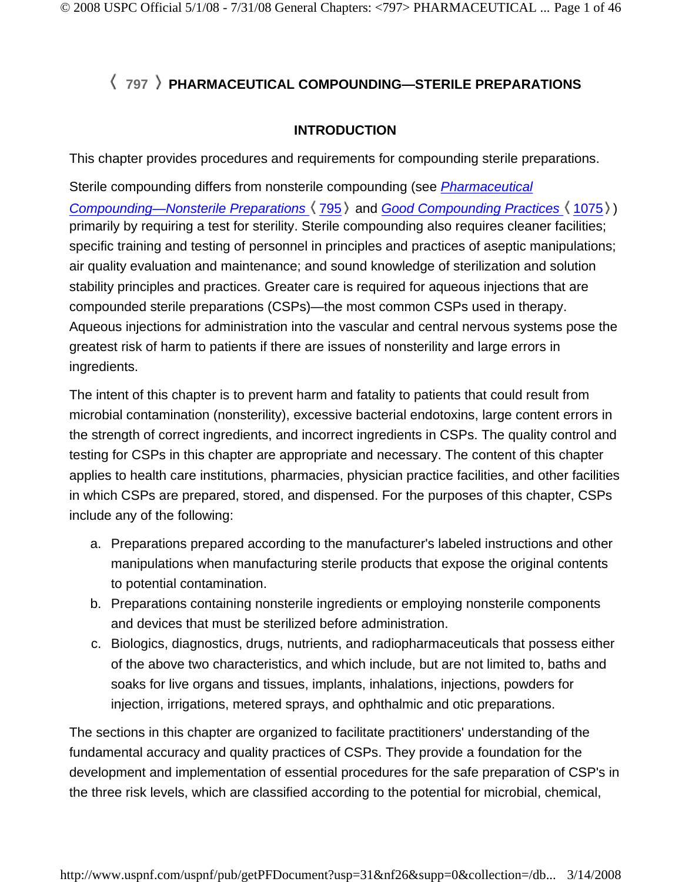# 〈797〉 PHARMACEUTICAL COMPOUNDING—STERILE PREPARATIONS

## INTRODUCTION

This chapter provides procedures and requirements for compounding sterile preparations.

Sterile compounding differs from nonsterile compounding (see *Pharmaceutical Compounding—Nonsterile Preparations* 〈795〉 and *Good Compounding Practices* 〈1075〉) primarily by requiring a test for sterility. Sterile compounding also requires cleaner facilities; specific training and testing of personnel in principles and practices of aseptic manipulations; air quality evaluation and maintenance; and sound knowledge of sterilization and solution stability principles and practices. Greater care is required for aqueous injections that are compounded sterile preparations (CSPs)—the most common CSPs used in therapy. Aqueous injections for administration into the vascular and central nervous systems pose the greatest risk of harm to patients if there are issues of nonsterility and large errors in ingredients.

The intent of this chapter is to prevent harm and fatality to patients that could result from microbial contamination (nonsterility), excessive bacterial endotoxins, large content errors in the strength of correct ingredients, and incorrect ingredients in CSPs. The quality control and testing for CSPs in this chapter are appropriate and necessary. The content of this chapter applies to health care institutions, pharmacies, physician practice facilities, and other facilities in which CSPs are prepared, stored, and dispensed. For the purposes of this chapter, CSPs include any of the following:

a. Preparations prepared according to the manufacturer's labeled instructions and other manipulations when manufacturing sterile products that expose the original contents to potential contamination.
b. Preparations containing nonsterile ingredients or employing nonsterile components and devices that must be sterilized before administration.
c. Biologics, diagnostics, drugs, nutrients, and radiopharmaceuticals that possess either of the above two characteristics, and which include, but are not limited to, baths and soaks for live organs and tissues, implants, inhalations, injections, powders for injection, irrigations, metered sprays, and ophthalmic and otic preparations.

The sections in this chapter are organized to facilitate practitioners' understanding of the fundamental accuracy and quality practices of CSPs. They provide a foundation for the development and implementation of essential procedures for the safe preparation of CSP's in the three risk levels, which are classified according to the potential for microbial, chemical,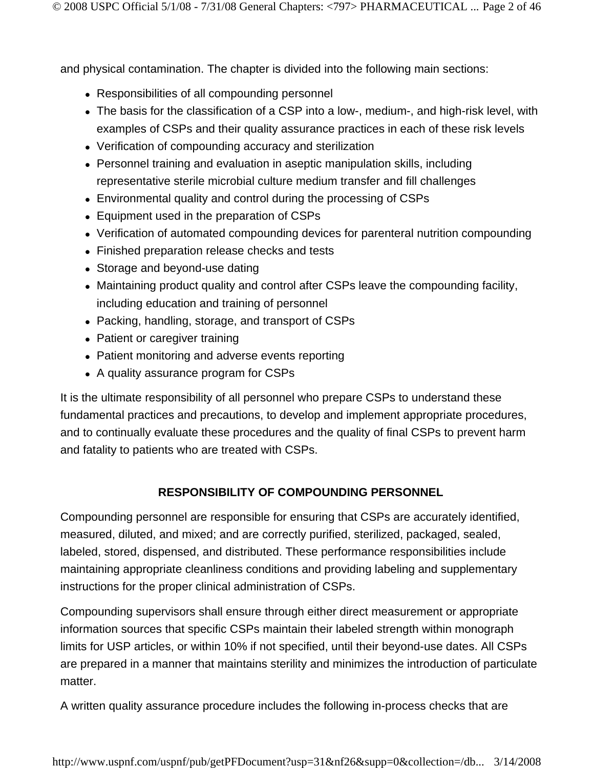and physical contamination. The chapter is divided into the following main sections:

- Responsibilities of all compounding personnel
- The basis for the classification of a CSP into a low-, medium-, and high-risk level, with examples of CSPs and their quality assurance practices in each of these risk levels
- Verification of compounding accuracy and sterilization
- Personnel training and evaluation in aseptic manipulation skills, including representative sterile microbial culture medium transfer and fill challenges
- Environmental quality and control during the processing of CSPs
- Equipment used in the preparation of CSPs
- Verification of automated compounding devices for parenteral nutrition compounding
- Finished preparation release checks and tests
- Storage and beyond-use dating
- Maintaining product quality and control after CSPs leave the compounding facility, including education and training of personnel
- Packing, handling, storage, and transport of CSPs
- Patient or caregiver training
- Patient monitoring and adverse events reporting
- A quality assurance program for CSPs

It is the ultimate responsibility of all personnel who prepare CSPs to understand these fundamental practices and precautions, to develop and implement appropriate procedures, and to continually evaluate these procedures and the quality of final CSPs to prevent harm and fatality to patients who are treated with CSPs.

## RESPONSIBILITY OF COMPOUNDING PERSONNEL

Compounding personnel are responsible for ensuring that CSPs are accurately identified, measured, diluted, and mixed; and are correctly purified, sterilized, packaged, sealed, labeled, stored, dispensed, and distributed. These performance responsibilities include maintaining appropriate cleanliness conditions and providing labeling and supplementary instructions for the proper clinical administration of CSPs.

Compounding supervisors shall ensure through either direct measurement or appropriate information sources that specific CSPs maintain their labeled strength within monograph limits for USP articles, or within 10% if not specified, until their beyond-use dates. All CSPs are prepared in a manner that maintains sterility and minimizes the introduction of particulate matter.

A written quality assurance procedure includes the following in-process checks that are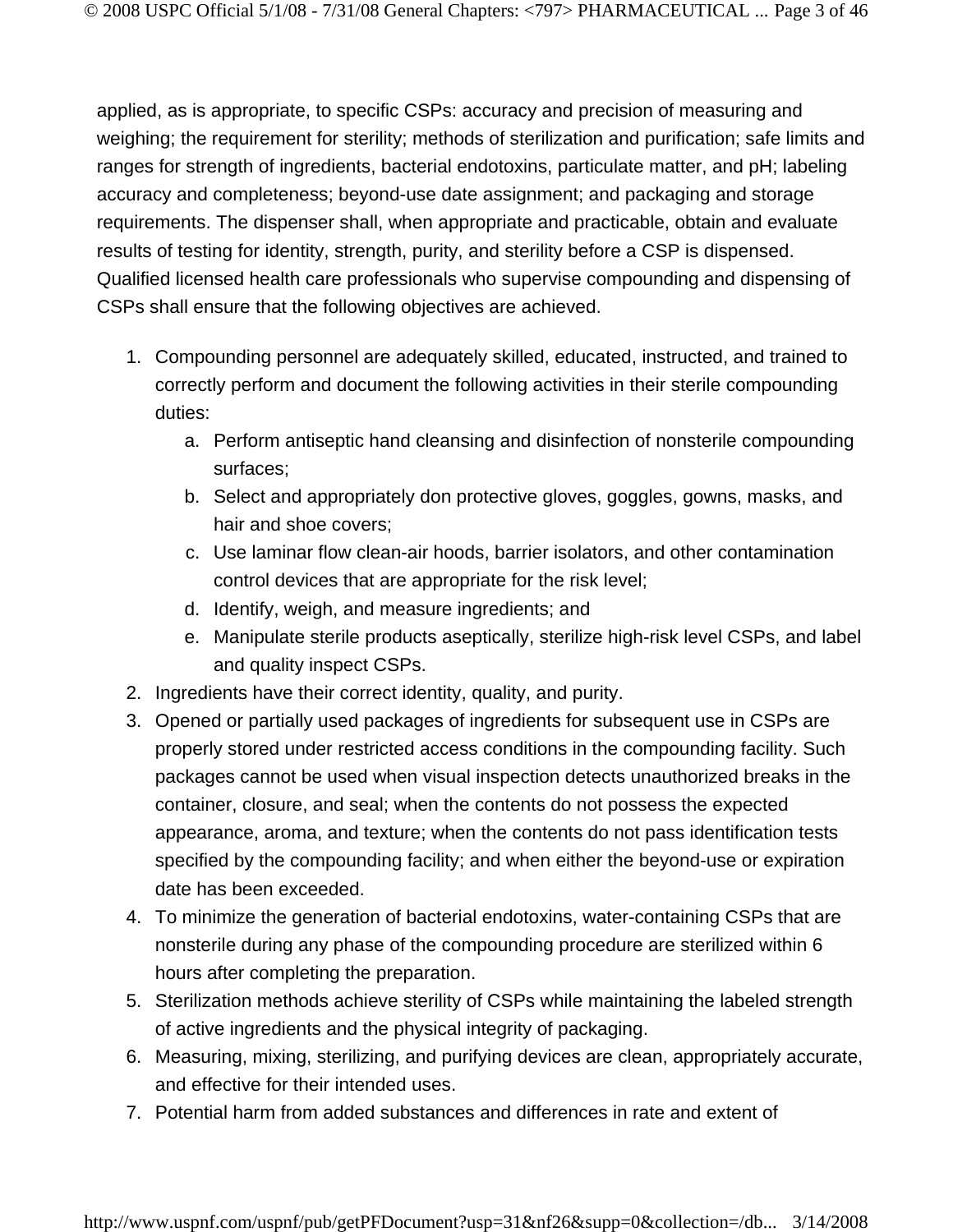applied, as is appropriate, to specific CSPs: accuracy and precision of measuring and weighing; the requirement for sterility; methods of sterilization and purification; safe limits and ranges for strength of ingredients, bacterial endotoxins, particulate matter, and pH; labeling accuracy and completeness; beyond-use date assignment; and packaging and storage requirements. The dispenser shall, when appropriate and practicable, obtain and evaluate results of testing for identity, strength, purity, and sterility before a CSP is dispensed. Qualified licensed health care professionals who supervise compounding and dispensing of CSPs shall ensure that the following objectives are achieved.

1. Compounding personnel are adequately skilled, educated, instructed, and trained to correctly perform and document the following activities in their sterile compounding duties:
    a. Perform antiseptic hand cleansing and disinfection of nonsterile compounding surfaces;
    b. Select and appropriately don protective gloves, goggles, gowns, masks, and hair and shoe covers;
    c. Use laminar flow clean-air hoods, barrier isolators, and other contamination control devices that are appropriate for the risk level;
    d. Identify, weigh, and measure ingredients; and
    e. Manipulate sterile products aseptically, sterilize high-risk level CSPs, and label and quality inspect CSPs.
2. Ingredients have their correct identity, quality, and purity.
3. Opened or partially used packages of ingredients for subsequent use in CSPs are properly stored under restricted access conditions in the compounding facility. Such packages cannot be used when visual inspection detects unauthorized breaks in the container, closure, and seal; when the contents do not possess the expected appearance, aroma, and texture; when the contents do not pass identification tests specified by the compounding facility; and when either the beyond-use or expiration date has been exceeded.
4. To minimize the generation of bacterial endotoxins, water-containing CSPs that are nonsterile during any phase of the compounding procedure are sterilized within 6 hours after completing the preparation.
5. Sterilization methods achieve sterility of CSPs while maintaining the labeled strength of active ingredients and the physical integrity of packaging.
6. Measuring, mixing, sterilizing, and purifying devices are clean, appropriately accurate, and effective for their intended uses.
7. Potential harm from added substances and differences in rate and extent of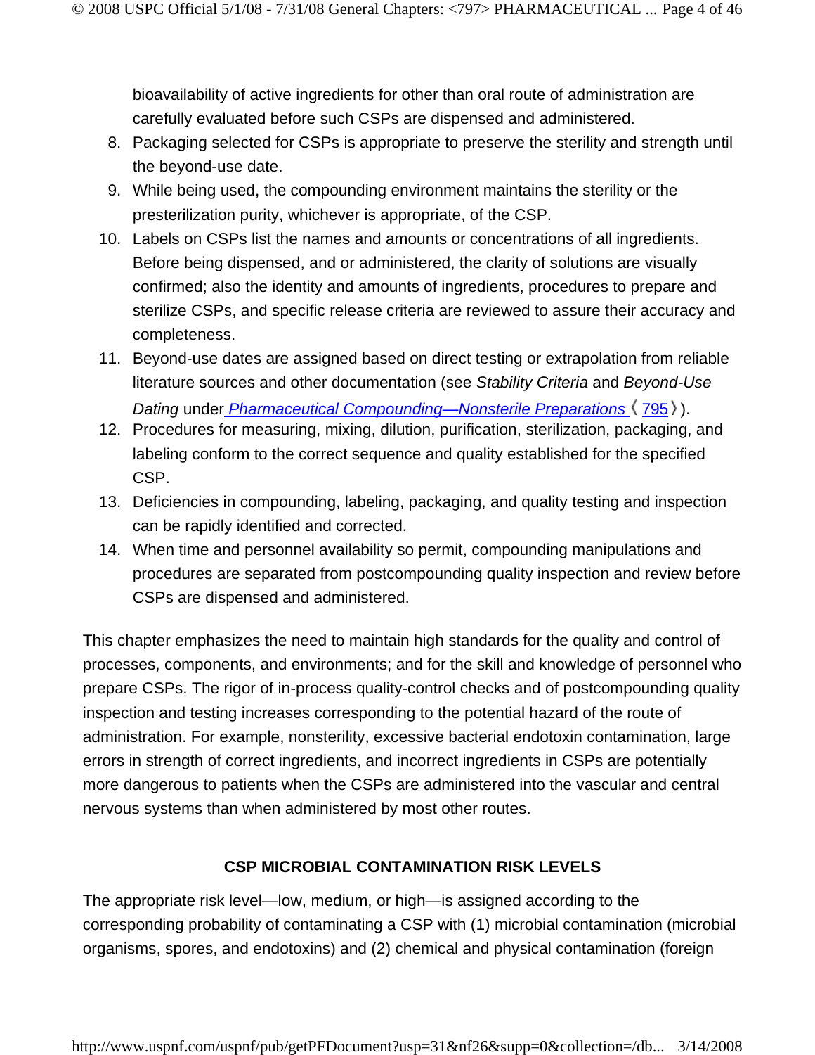bioavailability of active ingredients for other than oral route of administration are carefully evaluated before such CSPs are dispensed and administered.

8. Packaging selected for CSPs is appropriate to preserve the sterility and strength until the beyond-use date.
9. While being used, the compounding environment maintains the sterility or the presterilization purity, whichever is appropriate, of the CSP.
10. Labels on CSPs list the names and amounts or concentrations of all ingredients. Before being dispensed, and or administered, the clarity of solutions are visually confirmed; also the identity and amounts of ingredients, procedures to prepare and sterilize CSPs, and specific release criteria are reviewed to assure their accuracy and completeness.
11. Beyond-use dates are assigned based on direct testing or extrapolation from reliable literature sources and other documentation (see *Stability Criteria* and *Beyond-Use Dating* under *Pharmaceutical Compounding—Nonsterile Preparations* 〈795〉).
12. Procedures for measuring, mixing, dilution, purification, sterilization, packaging, and labeling conform to the correct sequence and quality established for the specified CSP.
13. Deficiencies in compounding, labeling, packaging, and quality testing and inspection can be rapidly identified and corrected.
14. When time and personnel availability so permit, compounding manipulations and procedures are separated from postcompounding quality inspection and review before CSPs are dispensed and administered.

This chapter emphasizes the need to maintain high standards for the quality and control of processes, components, and environments; and for the skill and knowledge of personnel who prepare CSPs. The rigor of in-process quality-control checks and of postcompounding quality inspection and testing increases corresponding to the potential hazard of the route of administration. For example, nonsterility, excessive bacterial endotoxin contamination, large errors in strength of correct ingredients, and incorrect ingredients in CSPs are potentially more dangerous to patients when the CSPs are administered into the vascular and central nervous systems than when administered by most other routes.

## CSP MICROBIAL CONTAMINATION RISK LEVELS

The appropriate risk level—low, medium, or high—is assigned according to the corresponding probability of contaminating a CSP with (1) microbial contamination (microbial organisms, spores, and endotoxins) and (2) chemical and physical contamination (foreign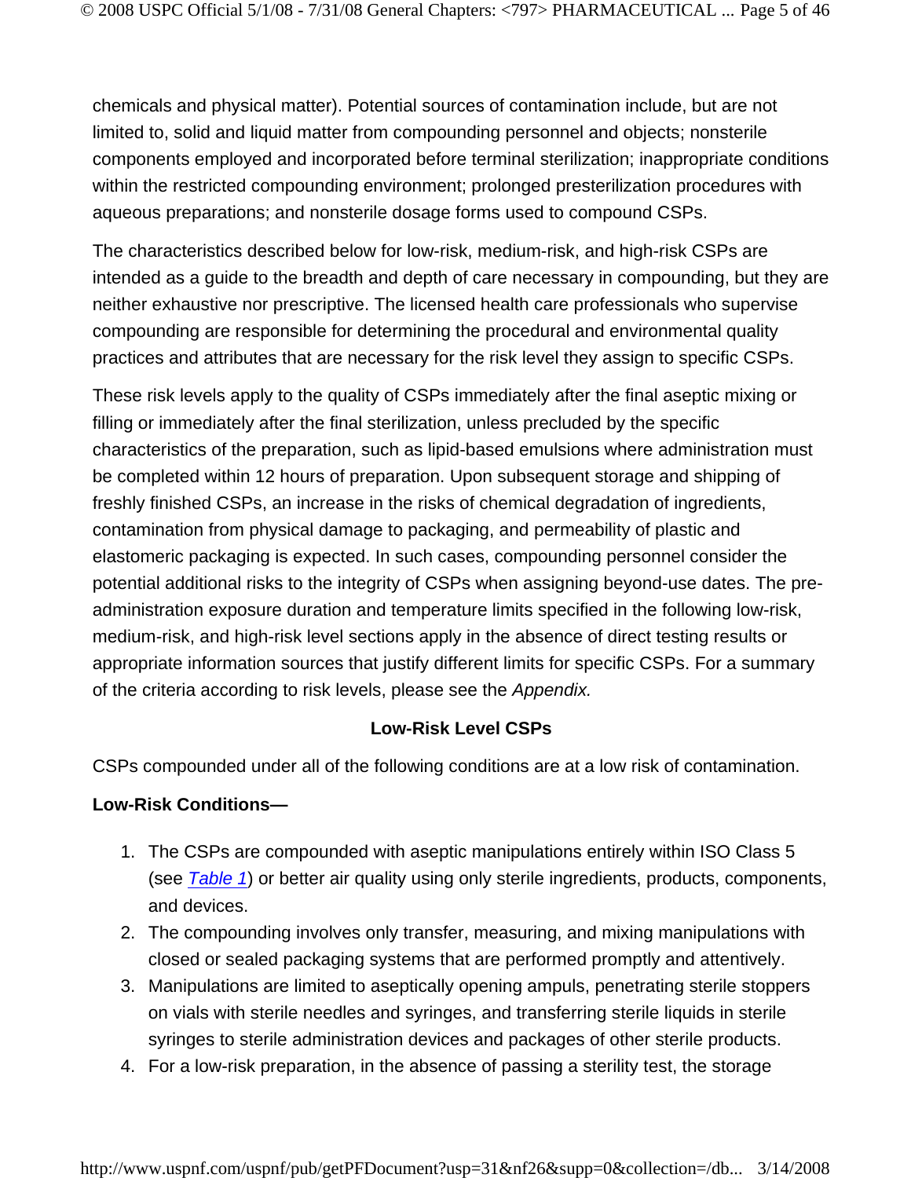chemicals and physical matter). Potential sources of contamination include, but are not limited to, solid and liquid matter from compounding personnel and objects; nonsterile components employed and incorporated before terminal sterilization; inappropriate conditions within the restricted compounding environment; prolonged presterilization procedures with aqueous preparations; and nonsterile dosage forms used to compound CSPs.

The characteristics described below for low-risk, medium-risk, and high-risk CSPs are intended as a guide to the breadth and depth of care necessary in compounding, but they are neither exhaustive nor prescriptive. The licensed health care professionals who supervise compounding are responsible for determining the procedural and environmental quality practices and attributes that are necessary for the risk level they assign to specific CSPs.

These risk levels apply to the quality of CSPs immediately after the final aseptic mixing or filling or immediately after the final sterilization, unless precluded by the specific characteristics of the preparation, such as lipid-based emulsions where administration must be completed within 12 hours of preparation. Upon subsequent storage and shipping of freshly finished CSPs, an increase in the risks of chemical degradation of ingredients, contamination from physical damage to packaging, and permeability of plastic and elastomeric packaging is expected. In such cases, compounding personnel consider the potential additional risks to the integrity of CSPs when assigning beyond-use dates. The pre-administration exposure duration and temperature limits specified in the following low-risk, medium-risk, and high-risk level sections apply in the absence of direct testing results or appropriate information sources that justify different limits for specific CSPs. For a summary of the criteria according to risk levels, please see the *Appendix.*

### Low-Risk Level CSPs

CSPs compounded under all of the following conditions are at a low risk of contamination.

**Low-Risk Conditions—**

1. The CSPs are compounded with aseptic manipulations entirely within ISO Class 5 (see *Table 1*) or better air quality using only sterile ingredients, products, components, and devices.
2. The compounding involves only transfer, measuring, and mixing manipulations with closed or sealed packaging systems that are performed promptly and attentively.
3. Manipulations are limited to aseptically opening ampuls, penetrating sterile stoppers on vials with sterile needles and syringes, and transferring sterile liquids in sterile syringes to sterile administration devices and packages of other sterile products.
4. For a low-risk preparation, in the absence of passing a sterility test, the storage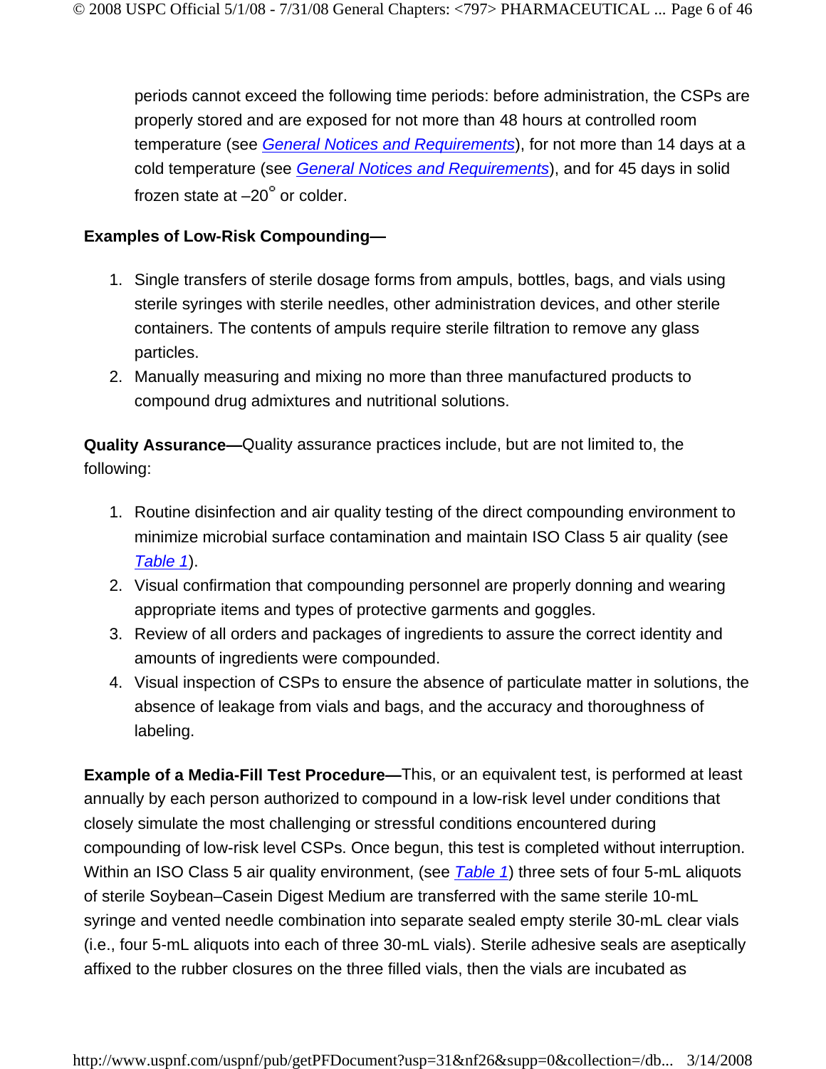periods cannot exceed the following time periods: before administration, the CSPs are properly stored and are exposed for not more than 48 hours at controlled room temperature (see *General Notices and Requirements*), for not more than 14 days at a cold temperature (see *General Notices and Requirements*), and for 45 days in solid frozen state at –20° or colder.

**Examples of Low-Risk Compounding—**

1. Single transfers of sterile dosage forms from ampuls, bottles, bags, and vials using sterile syringes with sterile needles, other administration devices, and other sterile containers. The contents of ampuls require sterile filtration to remove any glass particles.
2. Manually measuring and mixing no more than three manufactured products to compound drug admixtures and nutritional solutions.

**Quality Assurance—**Quality assurance practices include, but are not limited to, the following:

1. Routine disinfection and air quality testing of the direct compounding environment to minimize microbial surface contamination and maintain ISO Class 5 air quality (see *Table 1*).
2. Visual confirmation that compounding personnel are properly donning and wearing appropriate items and types of protective garments and goggles.
3. Review of all orders and packages of ingredients to assure the correct identity and amounts of ingredients were compounded.
4. Visual inspection of CSPs to ensure the absence of particulate matter in solutions, the absence of leakage from vials and bags, and the accuracy and thoroughness of labeling.

**Example of a Media-Fill Test Procedure—**This, or an equivalent test, is performed at least annually by each person authorized to compound in a low-risk level under conditions that closely simulate the most challenging or stressful conditions encountered during compounding of low-risk level CSPs. Once begun, this test is completed without interruption. Within an ISO Class 5 air quality environment, (see *Table 1*) three sets of four 5-mL aliquots of sterile Soybean–Casein Digest Medium are transferred with the same sterile 10-mL syringe and vented needle combination into separate sealed empty sterile 30-mL clear vials (i.e., four 5-mL aliquots into each of three 30-mL vials). Sterile adhesive seals are aseptically affixed to the rubber closures on the three filled vials, then the vials are incubated as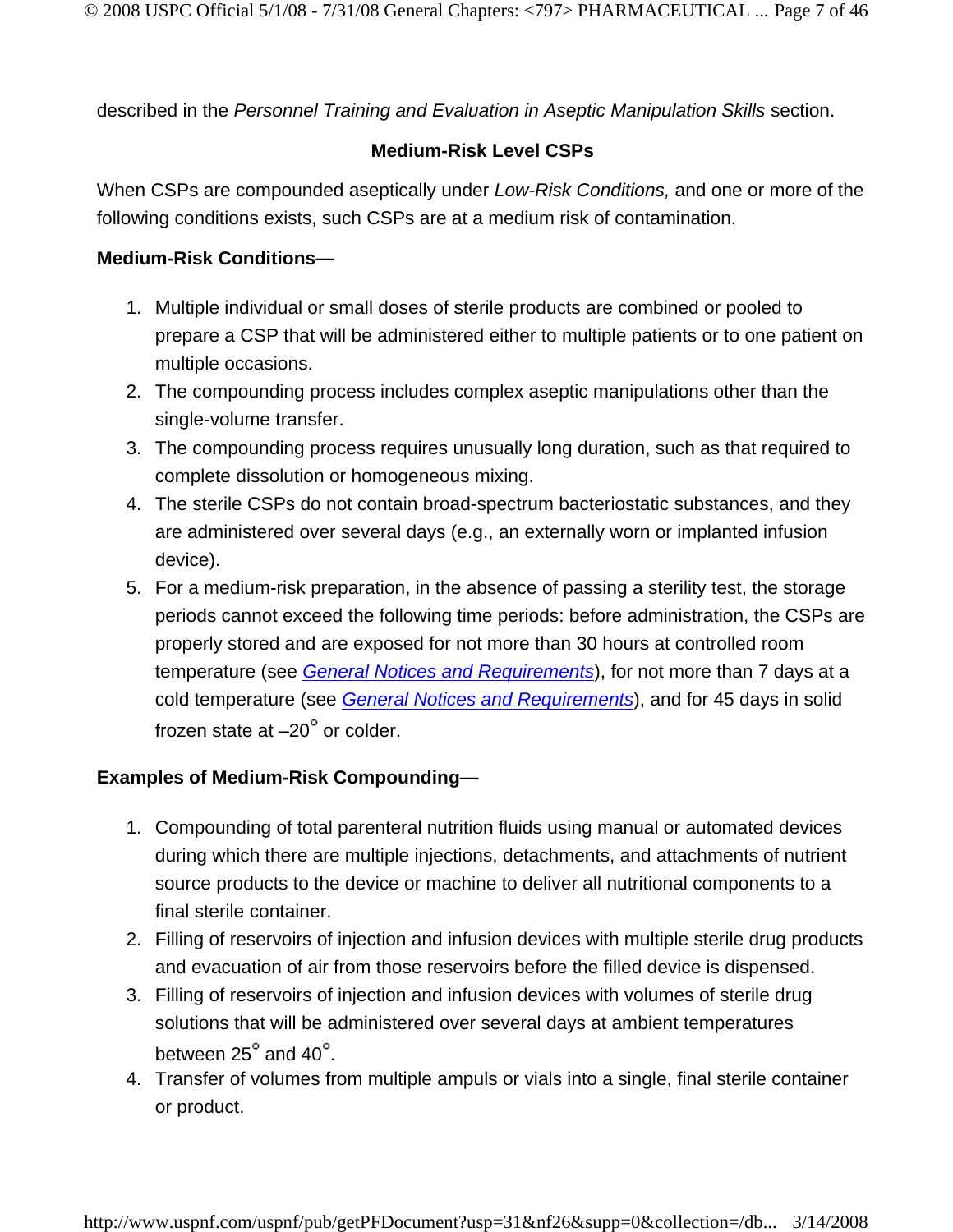described in the *Personnel Training and Evaluation in Aseptic Manipulation Skills* section.

## Medium-Risk Level CSPs

When CSPs are compounded aseptically under *Low-Risk Conditions,* and one or more of the following conditions exists, such CSPs are at a medium risk of contamination.

**Medium-Risk Conditions—**

1. Multiple individual or small doses of sterile products are combined or pooled to prepare a CSP that will be administered either to multiple patients or to one patient on multiple occasions.
2. The compounding process includes complex aseptic manipulations other than the single-volume transfer.
3. The compounding process requires unusually long duration, such as that required to complete dissolution or homogeneous mixing.
4. The sterile CSPs do not contain broad-spectrum bacteriostatic substances, and they are administered over several days (e.g., an externally worn or implanted infusion device).
5. For a medium-risk preparation, in the absence of passing a sterility test, the storage periods cannot exceed the following time periods: before administration, the CSPs are properly stored and are exposed for not more than 30 hours at controlled room temperature (see General Notices and Requirements), for not more than 7 days at a cold temperature (see General Notices and Requirements), and for 45 days in solid frozen state at –20° or colder.

**Examples of Medium-Risk Compounding—**

1. Compounding of total parenteral nutrition fluids using manual or automated devices during which there are multiple injections, detachments, and attachments of nutrient source products to the device or machine to deliver all nutritional components to a final sterile container.
2. Filling of reservoirs of injection and infusion devices with multiple sterile drug products and evacuation of air from those reservoirs before the filled device is dispensed.
3. Filling of reservoirs of injection and infusion devices with volumes of sterile drug solutions that will be administered over several days at ambient temperatures between 25° and 40°.
4. Transfer of volumes from multiple ampuls or vials into a single, final sterile container or product.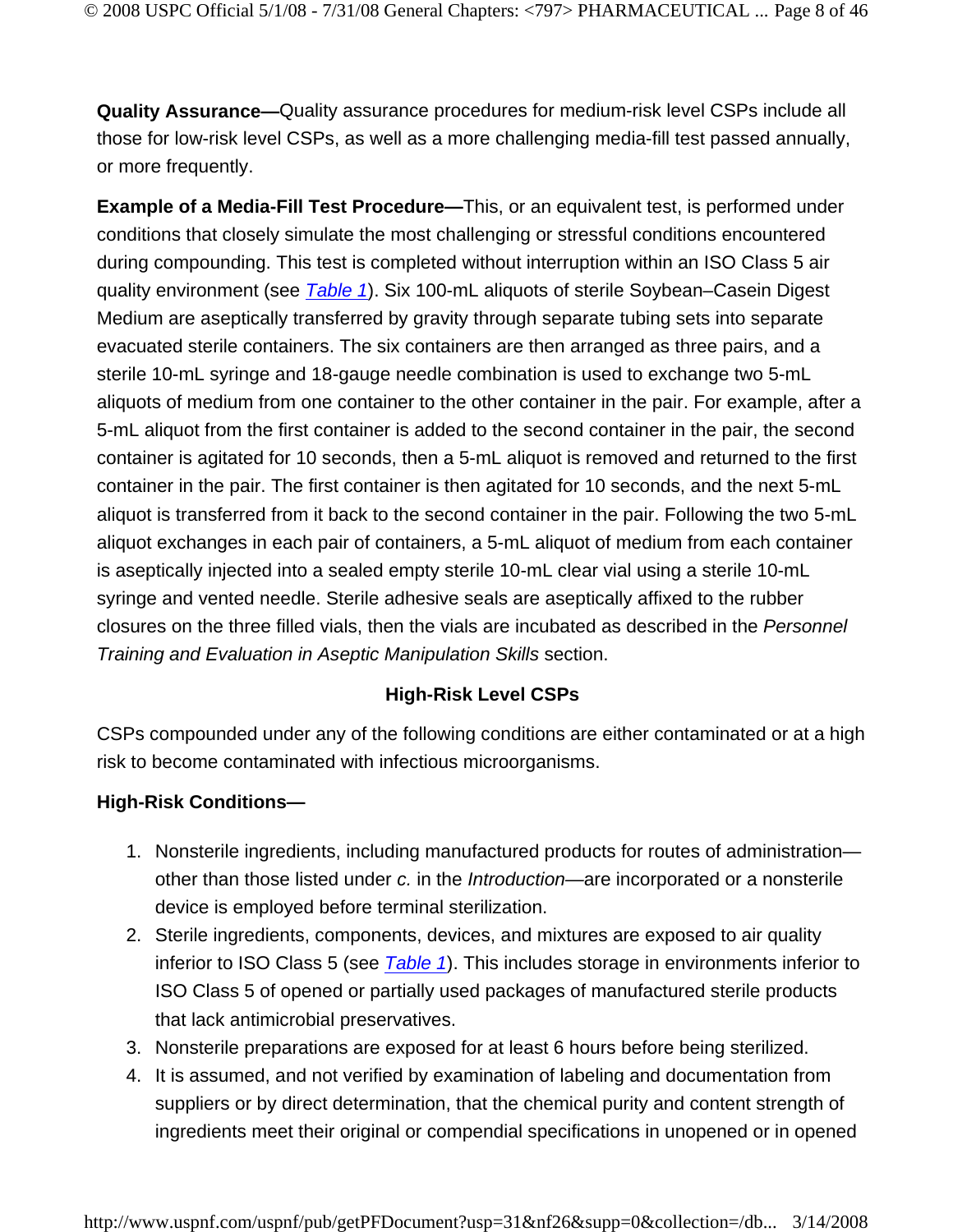**Quality Assurance—**Quality assurance procedures for medium-risk level CSPs include all those for low-risk level CSPs, as well as a more challenging media-fill test passed annually, or more frequently.

**Example of a Media-Fill Test Procedure—**This, or an equivalent test, is performed under conditions that closely simulate the most challenging or stressful conditions encountered during compounding. This test is completed without interruption within an ISO Class 5 air quality environment (see *Table 1*). Six 100-mL aliquots of sterile Soybean–Casein Digest Medium are aseptically transferred by gravity through separate tubing sets into separate evacuated sterile containers. The six containers are then arranged as three pairs, and a sterile 10-mL syringe and 18-gauge needle combination is used to exchange two 5-mL aliquots of medium from one container to the other container in the pair. For example, after a 5-mL aliquot from the first container is added to the second container in the pair, the second container is agitated for 10 seconds, then a 5-mL aliquot is removed and returned to the first container in the pair. The first container is then agitated for 10 seconds, and the next 5-mL aliquot is transferred from it back to the second container in the pair. Following the two 5-mL aliquot exchanges in each pair of containers, a 5-mL aliquot of medium from each container is aseptically injected into a sealed empty sterile 10-mL clear vial using a sterile 10-mL syringe and vented needle. Sterile adhesive seals are aseptically affixed to the rubber closures on the three filled vials, then the vials are incubated as described in the *Personnel Training and Evaluation in Aseptic Manipulation Skills* section.

## High-Risk Level CSPs

CSPs compounded under any of the following conditions are either contaminated or at a high risk to become contaminated with infectious microorganisms.

**High-Risk Conditions—**

1. Nonsterile ingredients, including manufactured products for routes of administration—other than those listed under *c.* in the *Introduction*—are incorporated or a nonsterile device is employed before terminal sterilization.
2. Sterile ingredients, components, devices, and mixtures are exposed to air quality inferior to ISO Class 5 (see *Table 1*). This includes storage in environments inferior to ISO Class 5 of opened or partially used packages of manufactured sterile products that lack antimicrobial preservatives.
3. Nonsterile preparations are exposed for at least 6 hours before being sterilized.
4. It is assumed, and not verified by examination of labeling and documentation from suppliers or by direct determination, that the chemical purity and content strength of ingredients meet their original or compendial specifications in unopened or in opened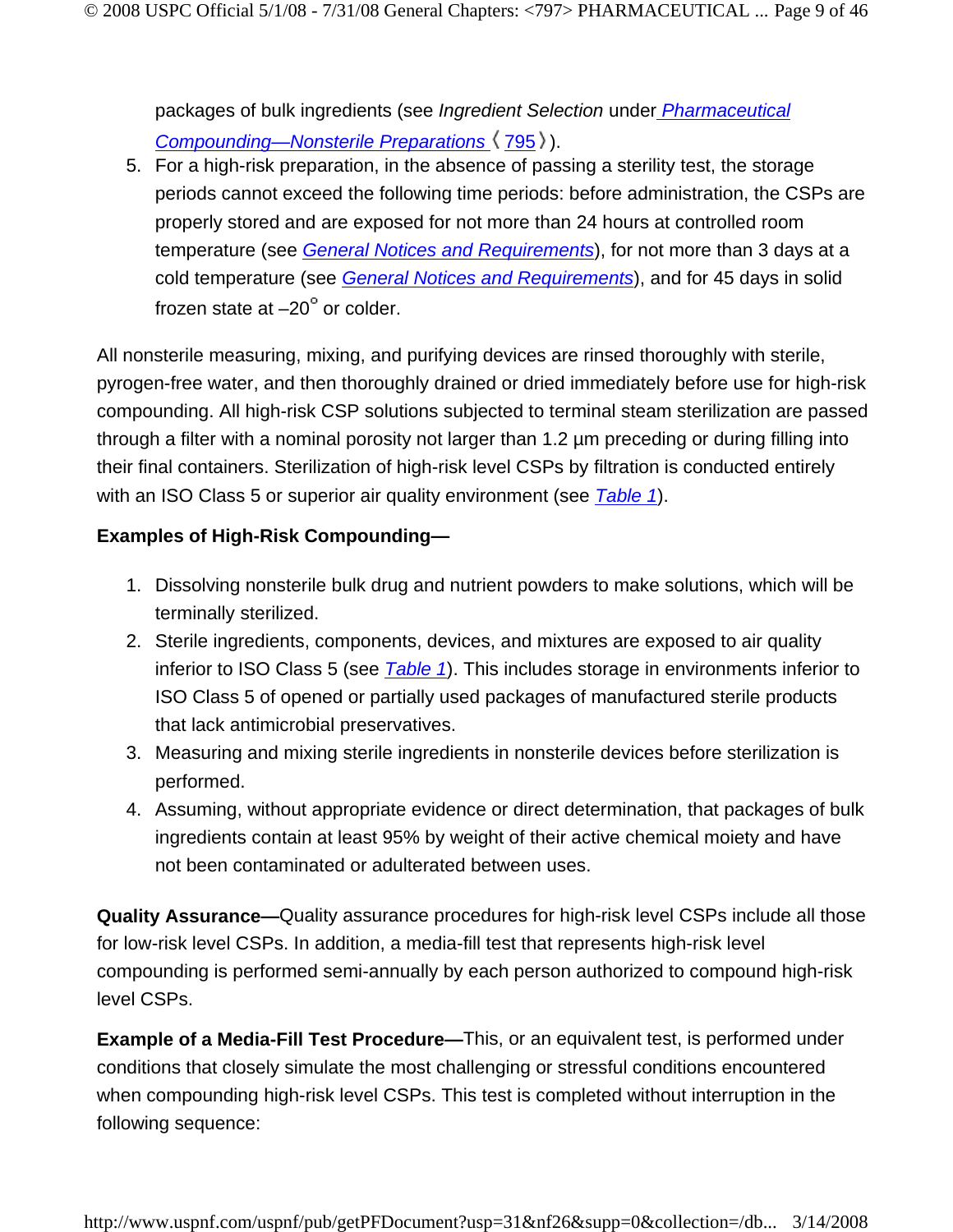packages of bulk ingredients (see *Ingredient Selection* under *Pharmaceutical Compounding—Nonsterile Preparations* 〈795〉).

5. For a high-risk preparation, in the absence of passing a sterility test, the storage periods cannot exceed the following time periods: before administration, the CSPs are properly stored and are exposed for not more than 24 hours at controlled room temperature (see *General Notices and Requirements*), for not more than 3 days at a cold temperature (see *General Notices and Requirements*), and for 45 days in solid frozen state at –20° or colder.

All nonsterile measuring, mixing, and purifying devices are rinsed thoroughly with sterile, pyrogen-free water, and then thoroughly drained or dried immediately before use for high-risk compounding. All high-risk CSP solutions subjected to terminal steam sterilization are passed through a filter with a nominal porosity not larger than 1.2 µm preceding or during filling into their final containers. Sterilization of high-risk level CSPs by filtration is conducted entirely with an ISO Class 5 or superior air quality environment (see *Table 1*).

**Examples of High-Risk Compounding—**

1. Dissolving nonsterile bulk drug and nutrient powders to make solutions, which will be terminally sterilized.
2. Sterile ingredients, components, devices, and mixtures are exposed to air quality inferior to ISO Class 5 (see *Table 1*). This includes storage in environments inferior to ISO Class 5 of opened or partially used packages of manufactured sterile products that lack antimicrobial preservatives.
3. Measuring and mixing sterile ingredients in nonsterile devices before sterilization is performed.
4. Assuming, without appropriate evidence or direct determination, that packages of bulk ingredients contain at least 95% by weight of their active chemical moiety and have not been contaminated or adulterated between uses.

**Quality Assurance—**Quality assurance procedures for high-risk level CSPs include all those for low-risk level CSPs. In addition, a media-fill test that represents high-risk level compounding is performed semi-annually by each person authorized to compound high-risk level CSPs.

**Example of a Media-Fill Test Procedure—**This, or an equivalent test, is performed under conditions that closely simulate the most challenging or stressful conditions encountered when compounding high-risk level CSPs. This test is completed without interruption in the following sequence: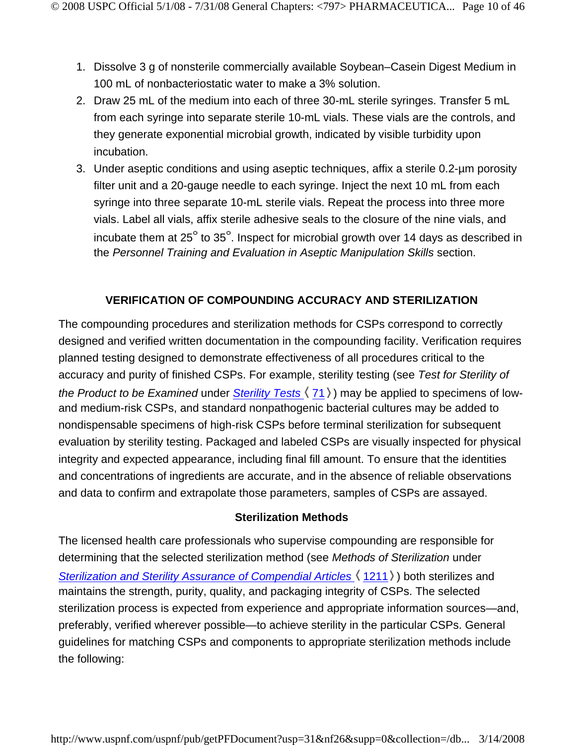1. Dissolve 3 g of nonsterile commercially available Soybean–Casein Digest Medium in 100 mL of nonbacteriostatic water to make a 3% solution.
2. Draw 25 mL of the medium into each of three 30-mL sterile syringes. Transfer 5 mL from each syringe into separate sterile 10-mL vials. These vials are the controls, and they generate exponential microbial growth, indicated by visible turbidity upon incubation.
3. Under aseptic conditions and using aseptic techniques, affix a sterile 0.2-µm porosity filter unit and a 20-gauge needle to each syringe. Inject the next 10 mL from each syringe into three separate 10-mL sterile vials. Repeat the process into three more vials. Label all vials, affix sterile adhesive seals to the closure of the nine vials, and incubate them at 25° to 35°. Inspect for microbial growth over 14 days as described in the *Personnel Training and Evaluation in Aseptic Manipulation Skills* section.

## VERIFICATION OF COMPOUNDING ACCURACY AND STERILIZATION

The compounding procedures and sterilization methods for CSPs correspond to correctly designed and verified written documentation in the compounding facility. Verification requires planned testing designed to demonstrate effectiveness of all procedures critical to the accuracy and purity of finished CSPs. For example, sterility testing (see *Test for Sterility of the Product to be Examined* under *Sterility Tests* 〈71〉) may be applied to specimens of low- and medium-risk CSPs, and standard nonpathogenic bacterial cultures may be added to nondispensable specimens of high-risk CSPs before terminal sterilization for subsequent evaluation by sterility testing. Packaged and labeled CSPs are visually inspected for physical integrity and expected appearance, including final fill amount. To ensure that the identities and concentrations of ingredients are accurate, and in the absence of reliable observations and data to confirm and extrapolate those parameters, samples of CSPs are assayed.

### Sterilization Methods

The licensed health care professionals who supervise compounding are responsible for determining that the selected sterilization method (see *Methods of Sterilization* under *Sterilization and Sterility Assurance of Compendial Articles* 〈1211〉) both sterilizes and maintains the strength, purity, quality, and packaging integrity of CSPs. The selected sterilization process is expected from experience and appropriate information sources—and, preferably, verified wherever possible—to achieve sterility in the particular CSPs. General guidelines for matching CSPs and components to appropriate sterilization methods include the following: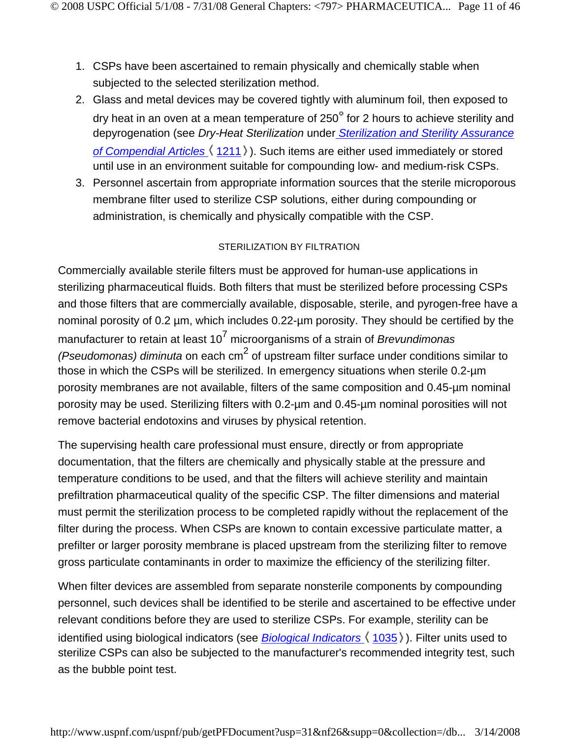1. CSPs have been ascertained to remain physically and chemically stable when subjected to the selected sterilization method.
2. Glass and metal devices may be covered tightly with aluminum foil, then exposed to dry heat in an oven at a mean temperature of 250° for 2 hours to achieve sterility and depyrogenation (see *Dry-Heat Sterilization* under *Sterilization and Sterility Assurance of Compendial Articles* 〈1211〉). Such items are either used immediately or stored until use in an environment suitable for compounding low- and medium-risk CSPs.
3. Personnel ascertain from appropriate information sources that the sterile microporous membrane filter used to sterilize CSP solutions, either during compounding or administration, is chemically and physically compatible with the CSP.

### STERILIZATION BY FILTRATION

Commercially available sterile filters must be approved for human-use applications in sterilizing pharmaceutical fluids. Both filters that must be sterilized before processing CSPs and those filters that are commercially available, disposable, sterile, and pyrogen-free have a nominal porosity of 0.2 µm, which includes 0.22-µm porosity. They should be certified by the manufacturer to retain at least $10^7$ microorganisms of a strain of *Brevundimonas (Pseudomonas) diminuta* on each $cm^2$ of upstream filter surface under conditions similar to those in which the CSPs will be sterilized. In emergency situations when sterile 0.2-µm porosity membranes are not available, filters of the same composition and 0.45-µm nominal porosity may be used. Sterilizing filters with 0.2-µm and 0.45-µm nominal porosities will not remove bacterial endotoxins and viruses by physical retention.

The supervising health care professional must ensure, directly or from appropriate documentation, that the filters are chemically and physically stable at the pressure and temperature conditions to be used, and that the filters will achieve sterility and maintain prefiltration pharmaceutical quality of the specific CSP. The filter dimensions and material must permit the sterilization process to be completed rapidly without the replacement of the filter during the process. When CSPs are known to contain excessive particulate matter, a prefilter or larger porosity membrane is placed upstream from the sterilizing filter to remove gross particulate contaminants in order to maximize the efficiency of the sterilizing filter.

When filter devices are assembled from separate nonsterile components by compounding personnel, such devices shall be identified to be sterile and ascertained to be effective under relevant conditions before they are used to sterilize CSPs. For example, sterility can be identified using biological indicators (see *Biological Indicators* 〈1035〉). Filter units used to sterilize CSPs can also be subjected to the manufacturer's recommended integrity test, such as the bubble point test.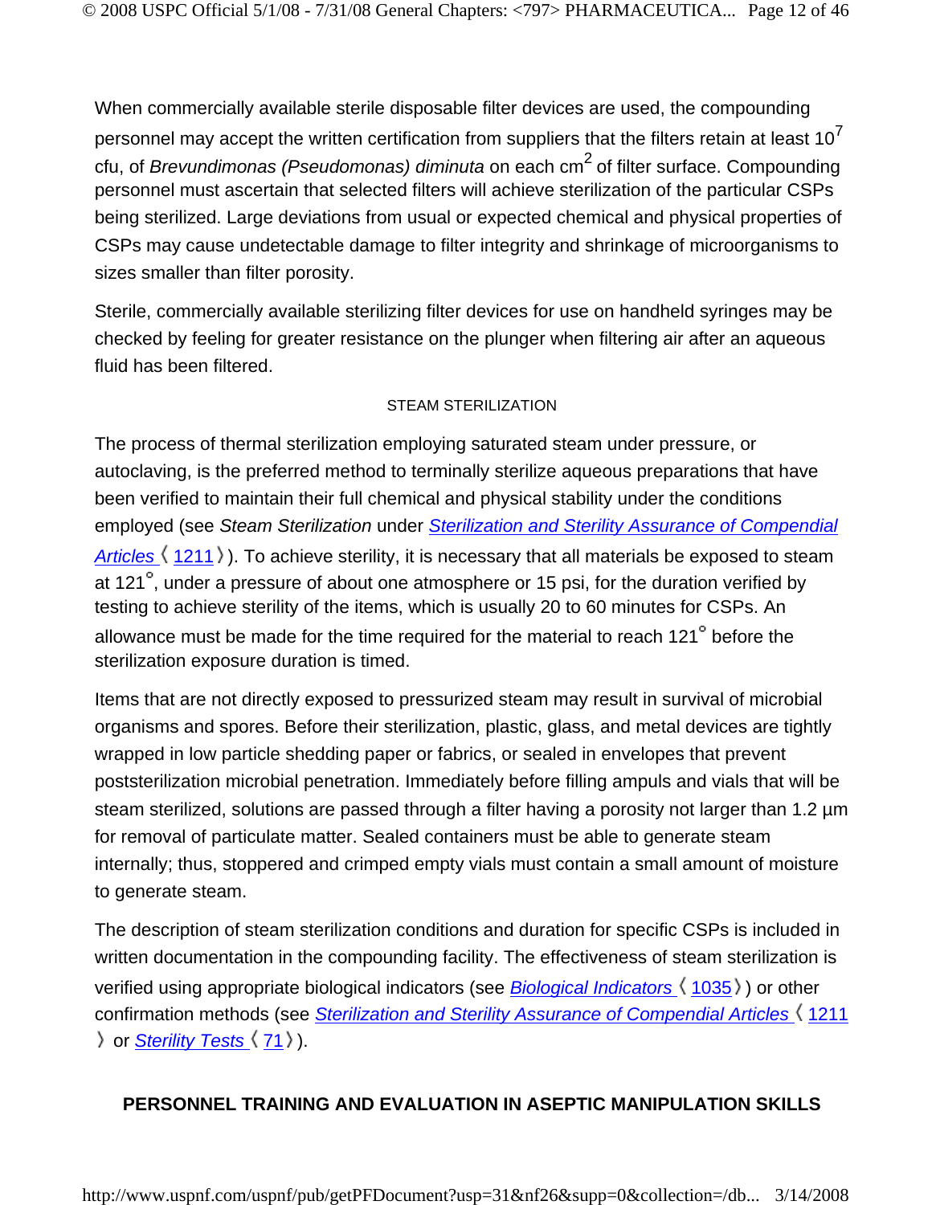When commercially available sterile disposable filter devices are used, the compounding personnel may accept the written certification from suppliers that the filters retain at least $10^7$ cfu, of *Brevundimonas (Pseudomonas) diminuta* on each $cm^2$ of filter surface. Compounding personnel must ascertain that selected filters will achieve sterilization of the particular CSPs being sterilized. Large deviations from usual or expected chemical and physical properties of CSPs may cause undetectable damage to filter integrity and shrinkage of microorganisms to sizes smaller than filter porosity.

Sterile, commercially available sterilizing filter devices for use on handheld syringes may be checked by feeling for greater resistance on the plunger when filtering air after an aqueous fluid has been filtered.

### STEAM STERILIZATION

The process of thermal sterilization employing saturated steam under pressure, or autoclaving, is the preferred method to terminally sterilize aqueous preparations that have been verified to maintain their full chemical and physical stability under the conditions employed (see *Steam Sterilization* under *Sterilization and Sterility Assurance of Compendial Articles* 〈1211〉). To achieve sterility, it is necessary that all materials be exposed to steam at 121°, under a pressure of about one atmosphere or 15 psi, for the duration verified by testing to achieve sterility of the items, which is usually 20 to 60 minutes for CSPs. An allowance must be made for the time required for the material to reach 121° before the sterilization exposure duration is timed.

Items that are not directly exposed to pressurized steam may result in survival of microbial organisms and spores. Before their sterilization, plastic, glass, and metal devices are tightly wrapped in low particle shedding paper or fabrics, or sealed in envelopes that prevent poststerilization microbial penetration. Immediately before filling ampuls and vials that will be steam sterilized, solutions are passed through a filter having a porosity not larger than 1.2 µm for removal of particulate matter. Sealed containers must be able to generate steam internally; thus, stoppered and crimped empty vials must contain a small amount of moisture to generate steam.

The description of steam sterilization conditions and duration for specific CSPs is included in written documentation in the compounding facility. The effectiveness of steam sterilization is verified using appropriate biological indicators (see *Biological Indicators* 〈1035〉) or other confirmation methods (see *Sterilization and Sterility Assurance of Compendial Articles* 〈1211〉 or *Sterility Tests* 〈71〉).

## PERSONNEL TRAINING AND EVALUATION IN ASEPTIC MANIPULATION SKILLS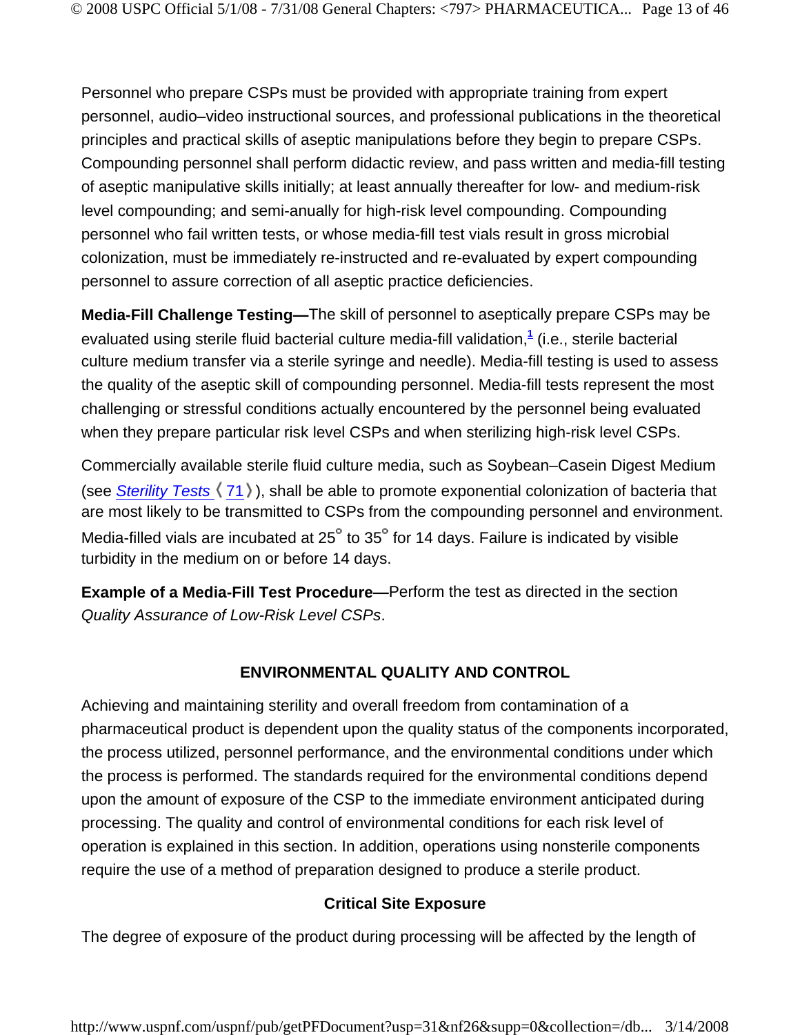Personnel who prepare CSPs must be provided with appropriate training from expert personnel, audio–video instructional sources, and professional publications in the theoretical principles and practical skills of aseptic manipulations before they begin to prepare CSPs. Compounding personnel shall perform didactic review, and pass written and media-fill testing of aseptic manipulative skills initially; at least annually thereafter for low- and medium-risk level compounding; and semi-anually for high-risk level compounding. Compounding personnel who fail written tests, or whose media-fill test vials result in gross microbial colonization, must be immediately re-instructed and re-evaluated by expert compounding personnel to assure correction of all aseptic practice deficiencies.

**Media-Fill Challenge Testing—**The skill of personnel to aseptically prepare CSPs may be evaluated using sterile fluid bacterial culture media-fill validation,[1] (i.e., sterile bacterial culture medium transfer via a sterile syringe and needle). Media-fill testing is used to assess the quality of the aseptic skill of compounding personnel. Media-fill tests represent the most challenging or stressful conditions actually encountered by the personnel being evaluated when they prepare particular risk level CSPs and when sterilizing high-risk level CSPs.

Commercially available sterile fluid culture media, such as Soybean–Casein Digest Medium (see *Sterility Tests* 〈71〉), shall be able to promote exponential colonization of bacteria that are most likely to be transmitted to CSPs from the compounding personnel and environment. Media-filled vials are incubated at 25° to 35° for 14 days. Failure is indicated by visible turbidity in the medium on or before 14 days.

**Example of a Media-Fill Test Procedure—**Perform the test as directed in the section *Quality Assurance of Low-Risk Level CSPs*.

## ENVIRONMENTAL QUALITY AND CONTROL

Achieving and maintaining sterility and overall freedom from contamination of a pharmaceutical product is dependent upon the quality status of the components incorporated, the process utilized, personnel performance, and the environmental conditions under which the process is performed. The standards required for the environmental conditions depend upon the amount of exposure of the CSP to the immediate environment anticipated during processing. The quality and control of environmental conditions for each risk level of operation is explained in this section. In addition, operations using nonsterile components require the use of a method of preparation designed to produce a sterile product.

### Critical Site Exposure

The degree of exposure of the product during processing will be affected by the length of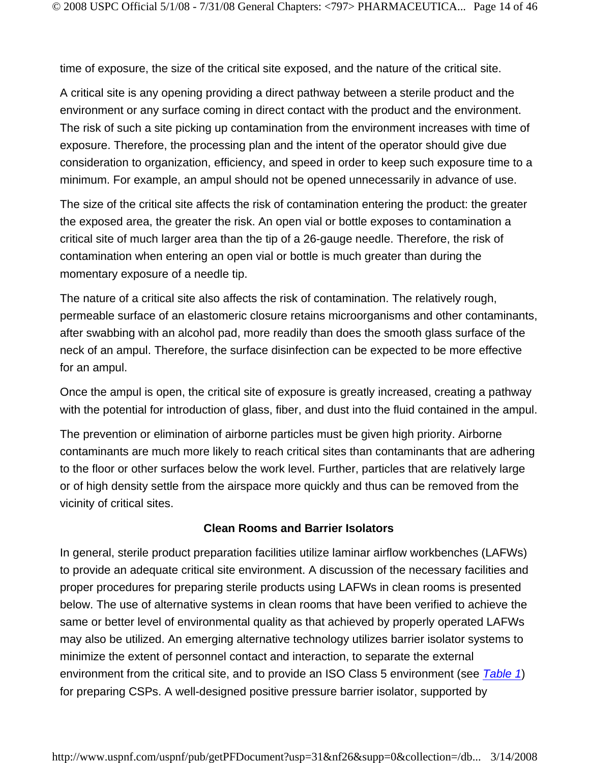time of exposure, the size of the critical site exposed, and the nature of the critical site.

A critical site is any opening providing a direct pathway between a sterile product and the environment or any surface coming in direct contact with the product and the environment. The risk of such a site picking up contamination from the environment increases with time of exposure. Therefore, the processing plan and the intent of the operator should give due consideration to organization, efficiency, and speed in order to keep such exposure time to a minimum. For example, an ampul should not be opened unnecessarily in advance of use.

The size of the critical site affects the risk of contamination entering the product: the greater the exposed area, the greater the risk. An open vial or bottle exposes to contamination a critical site of much larger area than the tip of a 26-gauge needle. Therefore, the risk of contamination when entering an open vial or bottle is much greater than during the momentary exposure of a needle tip.

The nature of a critical site also affects the risk of contamination. The relatively rough, permeable surface of an elastomeric closure retains microorganisms and other contaminants, after swabbing with an alcohol pad, more readily than does the smooth glass surface of the neck of an ampul. Therefore, the surface disinfection can be expected to be more effective for an ampul.

Once the ampul is open, the critical site of exposure is greatly increased, creating a pathway with the potential for introduction of glass, fiber, and dust into the fluid contained in the ampul.

The prevention or elimination of airborne particles must be given high priority. Airborne contaminants are much more likely to reach critical sites than contaminants that are adhering to the floor or other surfaces below the work level. Further, particles that are relatively large or of high density settle from the airspace more quickly and thus can be removed from the vicinity of critical sites.

## Clean Rooms and Barrier Isolators

In general, sterile product preparation facilities utilize laminar airflow workbenches (LAFWs) to provide an adequate critical site environment. A discussion of the necessary facilities and proper procedures for preparing sterile products using LAFWs in clean rooms is presented below. The use of alternative systems in clean rooms that have been verified to achieve the same or better level of environmental quality as that achieved by properly operated LAFWs may also be utilized. An emerging alternative technology utilizes barrier isolator systems to minimize the extent of personnel contact and interaction, to separate the external environment from the critical site, and to provide an ISO Class 5 environment (see *Table 1*) for preparing CSPs. A well-designed positive pressure barrier isolator, supported by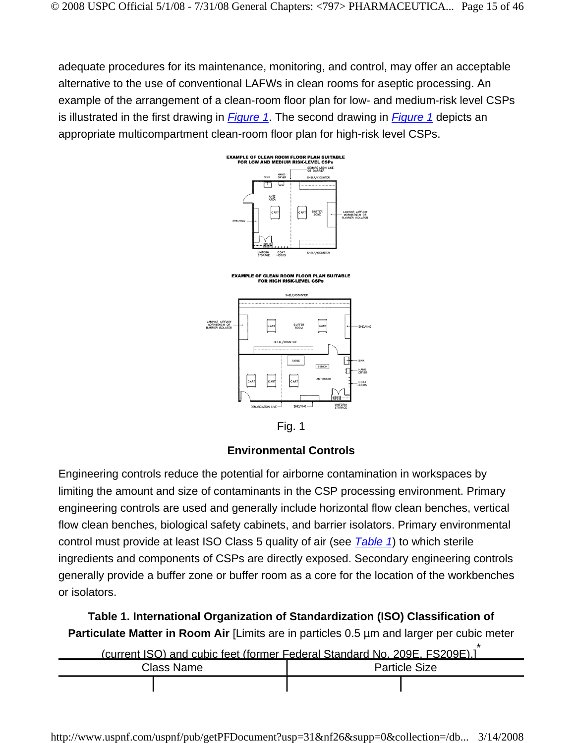adequate procedures for its maintenance, monitoring, and control, may offer an acceptable alternative to the use of conventional LAFWs in clean rooms for aseptic processing. An example of the arrangement of a clean-room floor plan for low- and medium-risk level CSPs is illustrated in the first drawing in *Figure 1*. The second drawing in *Figure 1* depicts an appropriate multicompartment clean-room floor plan for high-risk level CSPs.

Fig. 1

### Environmental Controls

Engineering controls reduce the potential for airborne contamination in workspaces by limiting the amount and size of contaminants in the CSP processing environment. Primary engineering controls are used and generally include horizontal flow clean benches, vertical flow clean benches, biological safety cabinets, and barrier isolators. Primary environmental control must provide at least ISO Class 5 quality of air (see *Table 1*) to which sterile ingredients and components of CSPs are directly exposed. Secondary engineering controls generally provide a buffer zone or buffer room as a core for the location of the workbenches or isolators.

**Table 1. International Organization of Standardization (ISO) Classification of Particulate Matter in Room Air** [Limits are in particles 0.5 µm and larger per cubic meter (current ISO) and cubic feet (former Federal Standard No. 209E, FS209E).]*

| Class Name | | Particle Size | |
|---|---|---|---|
| | | | |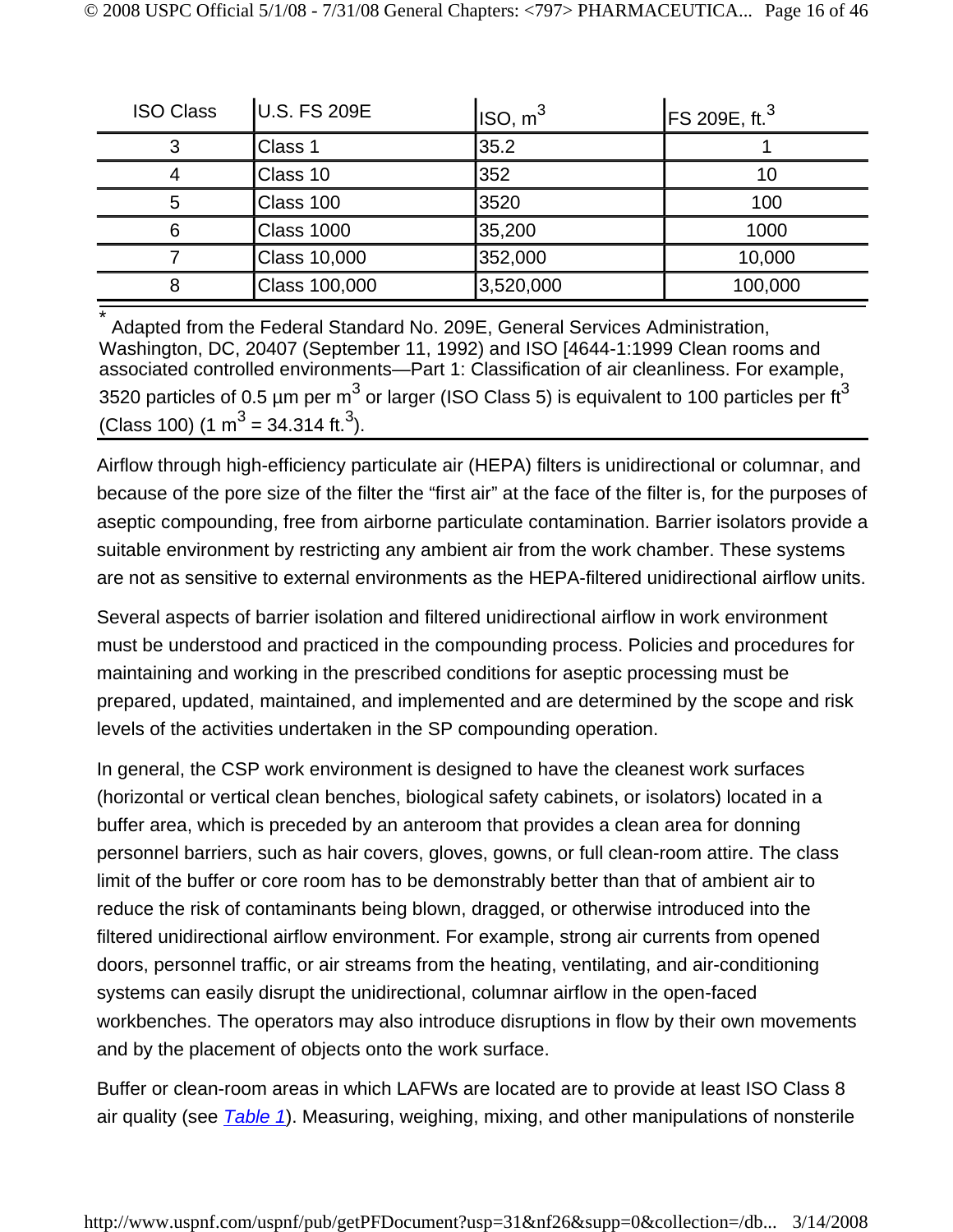| ISO Class | U.S. FS 209E | ISO, $m^3$ | FS 209E, $ft.^3$ |
|---|---|---|---|
| 3 | Class 1 | 35.2 | 1 |
| 4 | Class 10 | 352 | 10 |
| 5 | Class 100 | 3520 | 100 |
| 6 | Class 1000 | 35,200 | 1000 |
| 7 | Class 10,000 | 352,000 | 10,000 |
| 8 | Class 100,000 | 3,520,000 | 100,000 |

* Adapted from the Federal Standard No. 209E, General Services Administration, Washington, DC, 20407 (September 11, 1992) and ISO [4644-1:1999 Clean rooms and associated controlled environments—Part 1: Classification of air cleanliness. For example, 3520 particles of 0.5 µm per $m^3$ or larger (ISO Class 5) is equivalent to 100 particles per $ft^3$ (Class 100) ($1\ m^3 = 34.314\ ft.^3$).

Airflow through high-efficiency particulate air (HEPA) filters is unidirectional or columnar, and because of the pore size of the filter the "first air" at the face of the filter is, for the purposes of aseptic compounding, free from airborne particulate contamination. Barrier isolators provide a suitable environment by restricting any ambient air from the work chamber. These systems are not as sensitive to external environments as the HEPA-filtered unidirectional airflow units.

Several aspects of barrier isolation and filtered unidirectional airflow in work environment must be understood and practiced in the compounding process. Policies and procedures for maintaining and working in the prescribed conditions for aseptic processing must be prepared, updated, maintained, and implemented and are determined by the scope and risk levels of the activities undertaken in the SP compounding operation.

In general, the CSP work environment is designed to have the cleanest work surfaces (horizontal or vertical clean benches, biological safety cabinets, or isolators) located in a buffer area, which is preceded by an anteroom that provides a clean area for donning personnel barriers, such as hair covers, gloves, gowns, or full clean-room attire. The class limit of the buffer or core room has to be demonstrably better than that of ambient air to reduce the risk of contaminants being blown, dragged, or otherwise introduced into the filtered unidirectional airflow environment. For example, strong air currents from opened doors, personnel traffic, or air streams from the heating, ventilating, and air-conditioning systems can easily disrupt the unidirectional, columnar airflow in the open-faced workbenches. The operators may also introduce disruptions in flow by their own movements and by the placement of objects onto the work surface.

Buffer or clean-room areas in which LAFWs are located are to provide at least ISO Class 8 air quality (see *Table 1*). Measuring, weighing, mixing, and other manipulations of nonsterile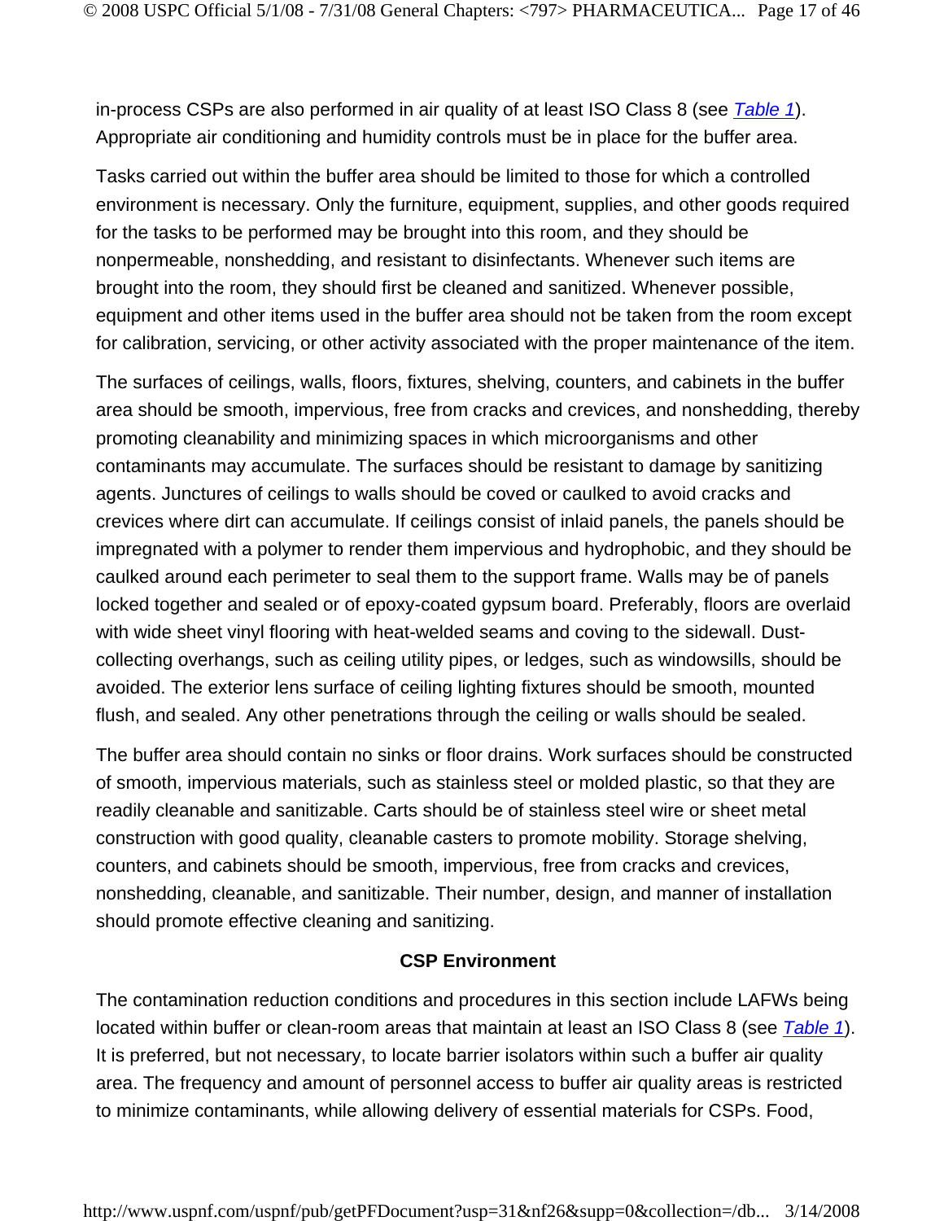in-process CSPs are also performed in air quality of at least ISO Class 8 (see *Table 1*). Appropriate air conditioning and humidity controls must be in place for the buffer area.

Tasks carried out within the buffer area should be limited to those for which a controlled environment is necessary. Only the furniture, equipment, supplies, and other goods required for the tasks to be performed may be brought into this room, and they should be nonpermeable, nonshedding, and resistant to disinfectants. Whenever such items are brought into the room, they should first be cleaned and sanitized. Whenever possible, equipment and other items used in the buffer area should not be taken from the room except for calibration, servicing, or other activity associated with the proper maintenance of the item.

The surfaces of ceilings, walls, floors, fixtures, shelving, counters, and cabinets in the buffer area should be smooth, impervious, free from cracks and crevices, and nonshedding, thereby promoting cleanability and minimizing spaces in which microorganisms and other contaminants may accumulate. The surfaces should be resistant to damage by sanitizing agents. Junctures of ceilings to walls should be coved or caulked to avoid cracks and crevices where dirt can accumulate. If ceilings consist of inlaid panels, the panels should be impregnated with a polymer to render them impervious and hydrophobic, and they should be caulked around each perimeter to seal them to the support frame. Walls may be of panels locked together and sealed or of epoxy-coated gypsum board. Preferably, floors are overlaid with wide sheet vinyl flooring with heat-welded seams and coving to the sidewall. Dust-collecting overhangs, such as ceiling utility pipes, or ledges, such as windowsills, should be avoided. The exterior lens surface of ceiling lighting fixtures should be smooth, mounted flush, and sealed. Any other penetrations through the ceiling or walls should be sealed.

The buffer area should contain no sinks or floor drains. Work surfaces should be constructed of smooth, impervious materials, such as stainless steel or molded plastic, so that they are readily cleanable and sanitizable. Carts should be of stainless steel wire or sheet metal construction with good quality, cleanable casters to promote mobility. Storage shelving, counters, and cabinets should be smooth, impervious, free from cracks and crevices, nonshedding, cleanable, and sanitizable. Their number, design, and manner of installation should promote effective cleaning and sanitizing.

**CSP Environment**

The contamination reduction conditions and procedures in this section include LAFWs being located within buffer or clean-room areas that maintain at least an ISO Class 8 (see *Table 1*). It is preferred, but not necessary, to locate barrier isolators within such a buffer air quality area. The frequency and amount of personnel access to buffer air quality areas is restricted to minimize contaminants, while allowing delivery of essential materials for CSPs. Food,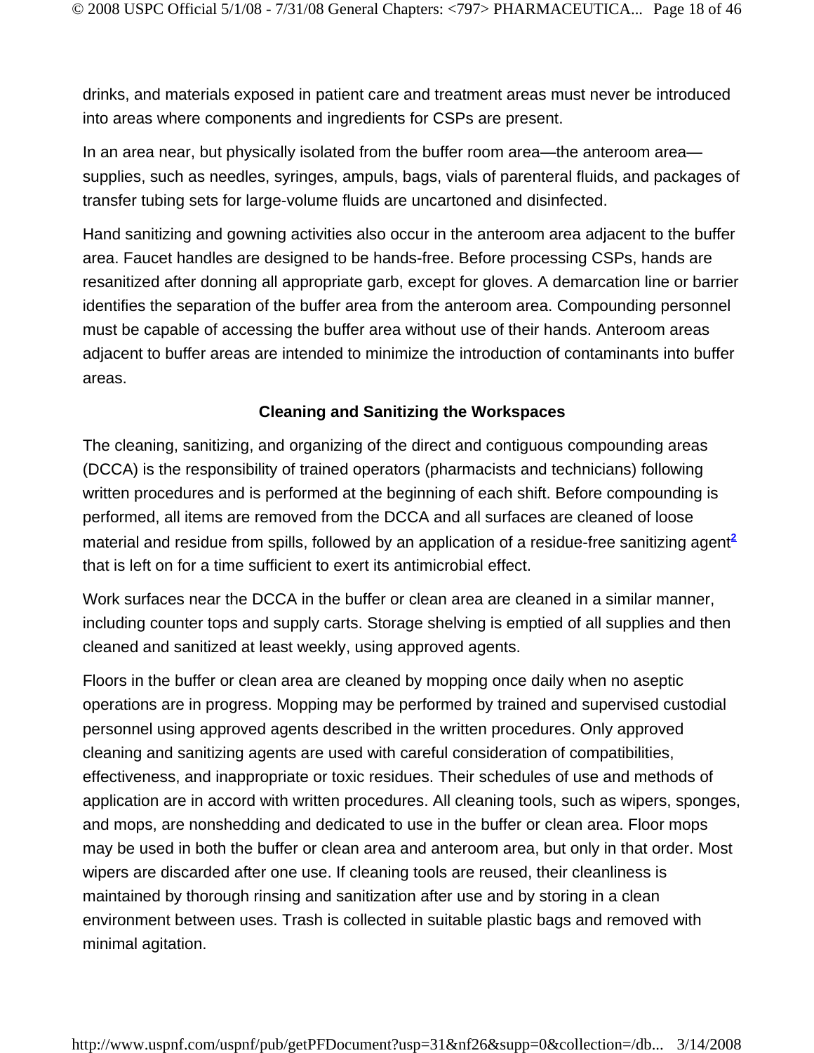drinks, and materials exposed in patient care and treatment areas must never be introduced into areas where components and ingredients for CSPs are present.

In an area near, but physically isolated from the buffer room area—the anteroom area—supplies, such as needles, syringes, ampuls, bags, vials of parenteral fluids, and packages of transfer tubing sets for large-volume fluids are uncartoned and disinfected.

Hand sanitizing and gowning activities also occur in the anteroom area adjacent to the buffer area. Faucet handles are designed to be hands-free. Before processing CSPs, hands are resanitized after donning all appropriate garb, except for gloves. A demarcation line or barrier identifies the separation of the buffer area from the anteroom area. Compounding personnel must be capable of accessing the buffer area without use of their hands. Anteroom areas adjacent to buffer areas are intended to minimize the introduction of contaminants into buffer areas.

### Cleaning and Sanitizing the Workspaces

The cleaning, sanitizing, and organizing of the direct and contiguous compounding areas (DCCA) is the responsibility of trained operators (pharmacists and technicians) following written procedures and is performed at the beginning of each shift. Before compounding is performed, all items are removed from the DCCA and all surfaces are cleaned of loose material and residue from spills, followed by an application of a residue-free sanitizing agent[2] that is left on for a time sufficient to exert its antimicrobial effect.

Work surfaces near the DCCA in the buffer or clean area are cleaned in a similar manner, including counter tops and supply carts. Storage shelving is emptied of all supplies and then cleaned and sanitized at least weekly, using approved agents.

Floors in the buffer or clean area are cleaned by mopping once daily when no aseptic operations are in progress. Mopping may be performed by trained and supervised custodial personnel using approved agents described in the written procedures. Only approved cleaning and sanitizing agents are used with careful consideration of compatibilities, effectiveness, and inappropriate or toxic residues. Their schedules of use and methods of application are in accord with written procedures. All cleaning tools, such as wipers, sponges, and mops, are nonshedding and dedicated to use in the buffer or clean area. Floor mops may be used in both the buffer or clean area and anteroom area, but only in that order. Most wipers are discarded after one use. If cleaning tools are reused, their cleanliness is maintained by thorough rinsing and sanitization after use and by storing in a clean environment between uses. Trash is collected in suitable plastic bags and removed with minimal agitation.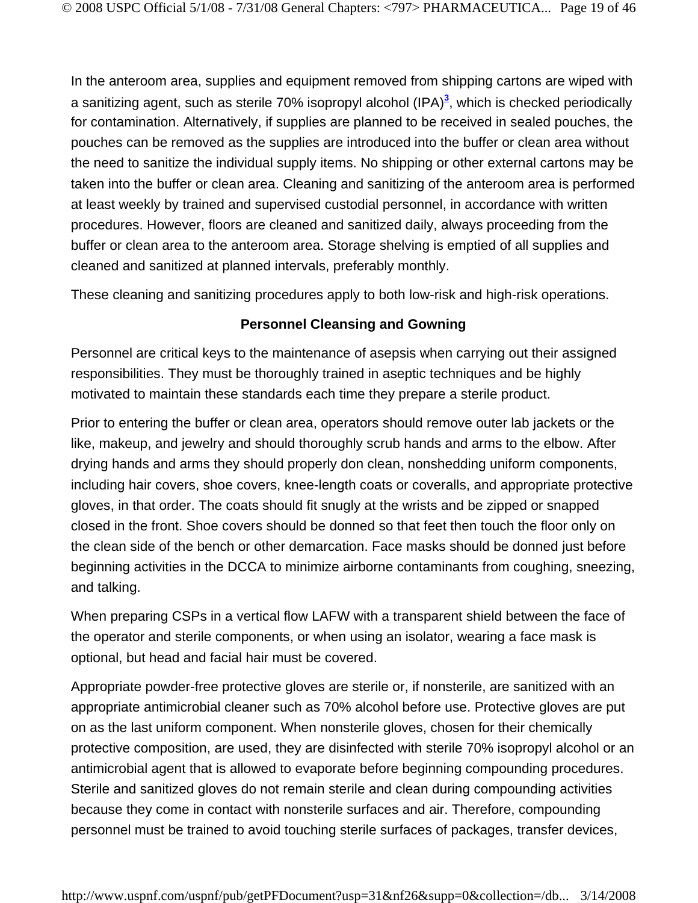In the anteroom area, supplies and equipment removed from shipping cartons are wiped with a sanitizing agent, such as sterile 70% isopropyl alcohol (IPA)[3], which is checked periodically for contamination. Alternatively, if supplies are planned to be received in sealed pouches, the pouches can be removed as the supplies are introduced into the buffer or clean area without the need to sanitize the individual supply items. No shipping or other external cartons may be taken into the buffer or clean area. Cleaning and sanitizing of the anteroom area is performed at least weekly by trained and supervised custodial personnel, in accordance with written procedures. However, floors are cleaned and sanitized daily, always proceeding from the buffer or clean area to the anteroom area. Storage shelving is emptied of all supplies and cleaned and sanitized at planned intervals, preferably monthly.

These cleaning and sanitizing procedures apply to both low-risk and high-risk operations.

**Personnel Cleansing and Gowning**

Personnel are critical keys to the maintenance of asepsis when carrying out their assigned responsibilities. They must be thoroughly trained in aseptic techniques and be highly motivated to maintain these standards each time they prepare a sterile product.

Prior to entering the buffer or clean area, operators should remove outer lab jackets or the like, makeup, and jewelry and should thoroughly scrub hands and arms to the elbow. After drying hands and arms they should properly don clean, nonshedding uniform components, including hair covers, shoe covers, knee-length coats or coveralls, and appropriate protective gloves, in that order. The coats should fit snugly at the wrists and be zipped or snapped closed in the front. Shoe covers should be donned so that feet then touch the floor only on the clean side of the bench or other demarcation. Face masks should be donned just before beginning activities in the DCCA to minimize airborne contaminants from coughing, sneezing, and talking.

When preparing CSPs in a vertical flow LAFW with a transparent shield between the face of the operator and sterile components, or when using an isolator, wearing a face mask is optional, but head and facial hair must be covered.

Appropriate powder-free protective gloves are sterile or, if nonsterile, are sanitized with an appropriate antimicrobial cleaner such as 70% alcohol before use. Protective gloves are put on as the last uniform component. When nonsterile gloves, chosen for their chemically protective composition, are used, they are disinfected with sterile 70% isopropyl alcohol or an antimicrobial agent that is allowed to evaporate before beginning compounding procedures. Sterile and sanitized gloves do not remain sterile and clean during compounding activities because they come in contact with nonsterile surfaces and air. Therefore, compounding personnel must be trained to avoid touching sterile surfaces of packages, transfer devices,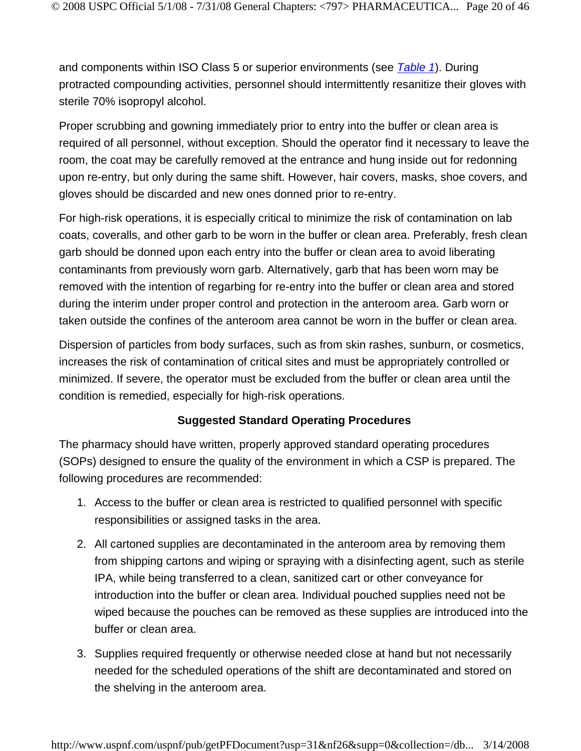and components within ISO Class 5 or superior environments (see *Table 1*). During protracted compounding activities, personnel should intermittently resanitize their gloves with sterile 70% isopropyl alcohol.

Proper scrubbing and gowning immediately prior to entry into the buffer or clean area is required of all personnel, without exception. Should the operator find it necessary to leave the room, the coat may be carefully removed at the entrance and hung inside out for redonning upon re-entry, but only during the same shift. However, hair covers, masks, shoe covers, and gloves should be discarded and new ones donned prior to re-entry.

For high-risk operations, it is especially critical to minimize the risk of contamination on lab coats, coveralls, and other garb to be worn in the buffer or clean area. Preferably, fresh clean garb should be donned upon each entry into the buffer or clean area to avoid liberating contaminants from previously worn garb. Alternatively, garb that has been worn may be removed with the intention of regarbing for re-entry into the buffer or clean area and stored during the interim under proper control and protection in the anteroom area. Garb worn or taken outside the confines of the anteroom area cannot be worn in the buffer or clean area.

Dispersion of particles from body surfaces, such as from skin rashes, sunburn, or cosmetics, increases the risk of contamination of critical sites and must be appropriately controlled or minimized. If severe, the operator must be excluded from the buffer or clean area until the condition is remedied, especially for high-risk operations.

**Suggested Standard Operating Procedures**

The pharmacy should have written, properly approved standard operating procedures (SOPs) designed to ensure the quality of the environment in which a CSP is prepared. The following procedures are recommended:

1. Access to the buffer or clean area is restricted to qualified personnel with specific responsibilities or assigned tasks in the area.
2. All cartoned supplies are decontaminated in the anteroom area by removing them from shipping cartons and wiping or spraying with a disinfecting agent, such as sterile IPA, while being transferred to a clean, sanitized cart or other conveyance for introduction into the buffer or clean area. Individual pouched supplies need not be wiped because the pouches can be removed as these supplies are introduced into the buffer or clean area.
3. Supplies required frequently or otherwise needed close at hand but not necessarily needed for the scheduled operations of the shift are decontaminated and stored on the shelving in the anteroom area.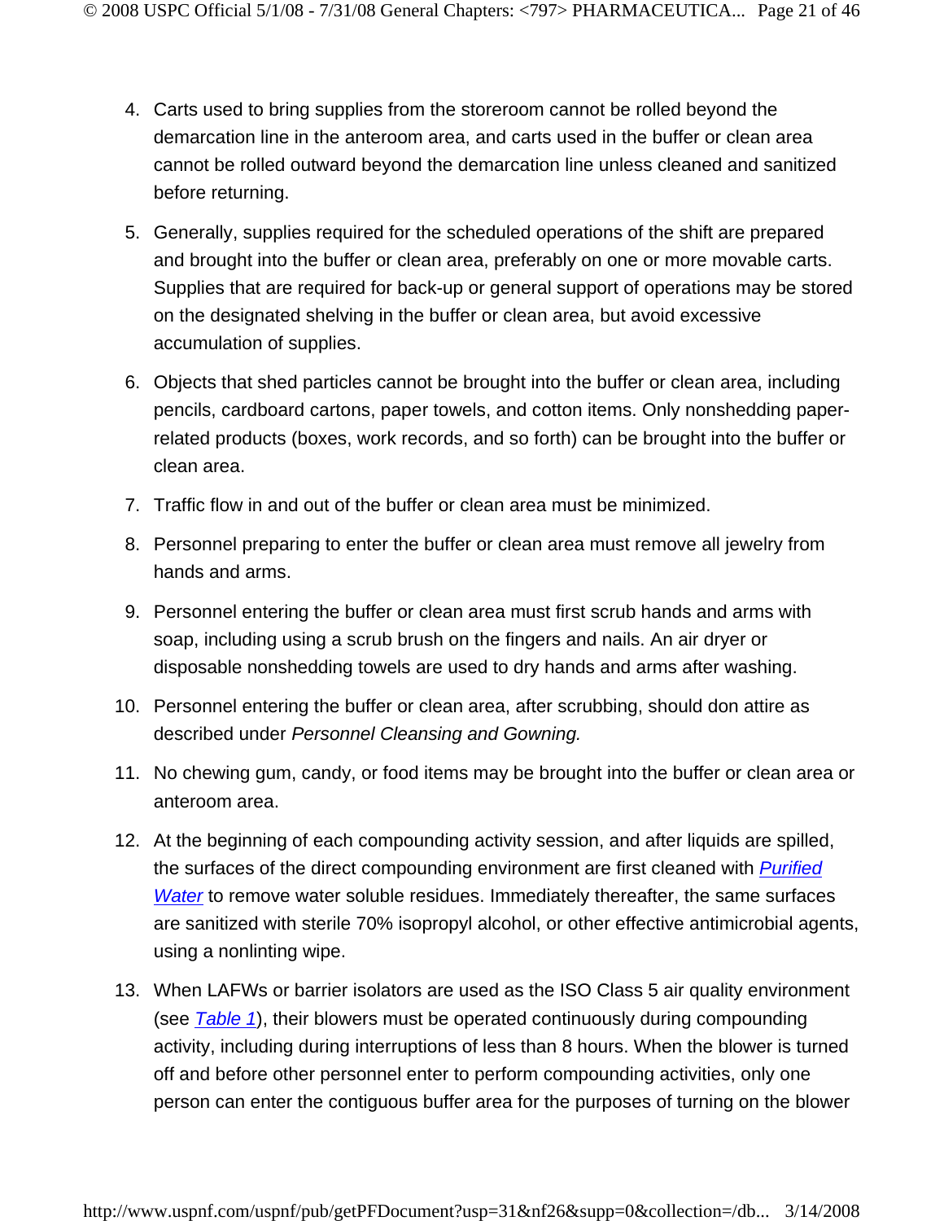4. Carts used to bring supplies from the storeroom cannot be rolled beyond the demarcation line in the anteroom area, and carts used in the buffer or clean area cannot be rolled outward beyond the demarcation line unless cleaned and sanitized before returning.
5. Generally, supplies required for the scheduled operations of the shift are prepared and brought into the buffer or clean area, preferably on one or more movable carts. Supplies that are required for back-up or general support of operations may be stored on the designated shelving in the buffer or clean area, but avoid excessive accumulation of supplies.
6. Objects that shed particles cannot be brought into the buffer or clean area, including pencils, cardboard cartons, paper towels, and cotton items. Only nonshedding paper-related products (boxes, work records, and so forth) can be brought into the buffer or clean area.
7. Traffic flow in and out of the buffer or clean area must be minimized.
8. Personnel preparing to enter the buffer or clean area must remove all jewelry from hands and arms.
9. Personnel entering the buffer or clean area must first scrub hands and arms with soap, including using a scrub brush on the fingers and nails. An air dryer or disposable nonshedding towels are used to dry hands and arms after washing.
10. Personnel entering the buffer or clean area, after scrubbing, should don attire as described under *Personnel Cleansing and Gowning.*
11. No chewing gum, candy, or food items may be brought into the buffer or clean area or anteroom area.
12. At the beginning of each compounding activity session, and after liquids are spilled, the surfaces of the direct compounding environment are first cleaned with *Purified Water* to remove water soluble residues. Immediately thereafter, the same surfaces are sanitized with sterile 70% isopropyl alcohol, or other effective antimicrobial agents, using a nonlinting wipe.
13. When LAFWs or barrier isolators are used as the ISO Class 5 air quality environment (see *Table 1*), their blowers must be operated continuously during compounding activity, including during interruptions of less than 8 hours. When the blower is turned off and before other personnel enter to perform compounding activities, only one person can enter the contiguous buffer area for the purposes of turning on the blower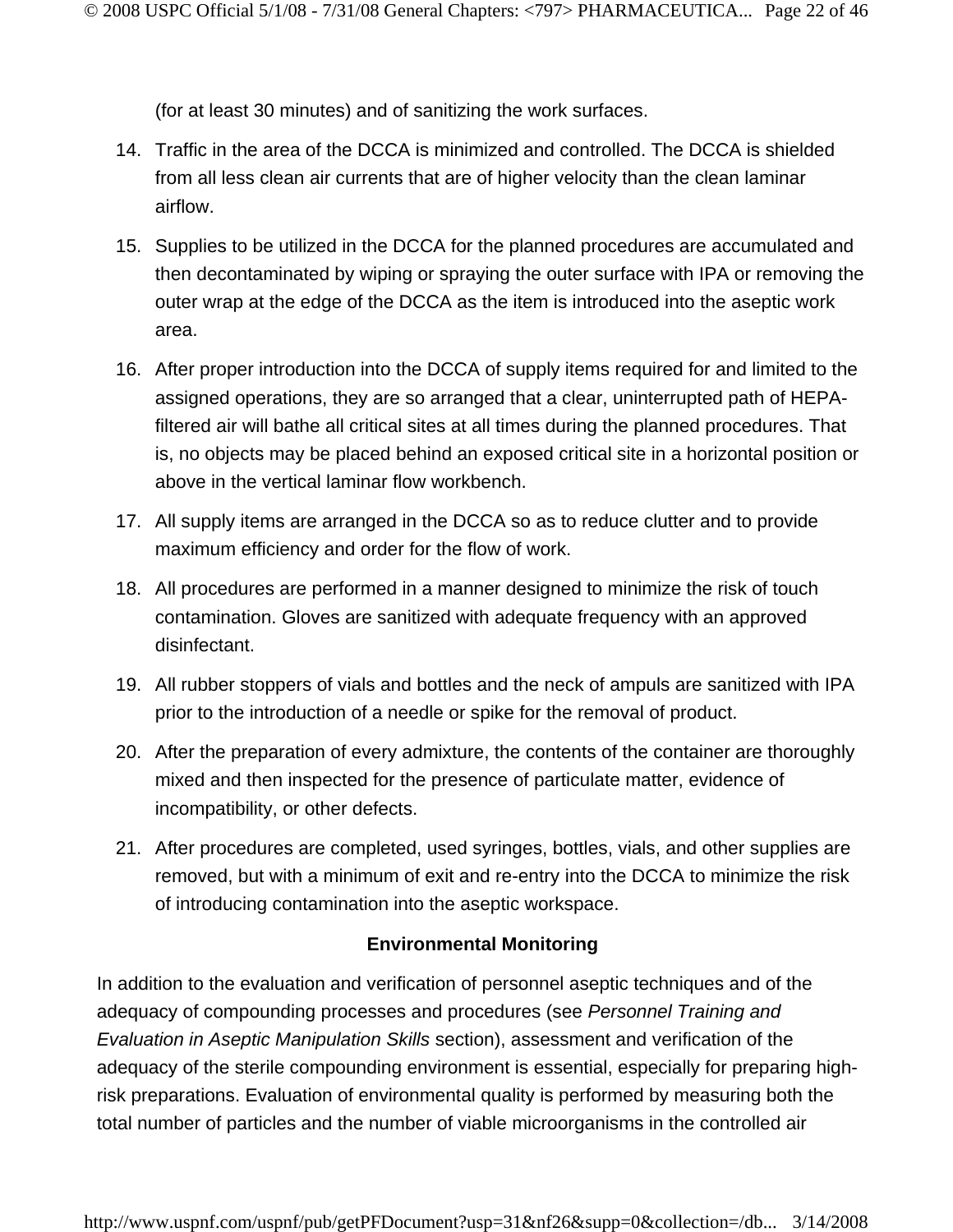(for at least 30 minutes) and of sanitizing the work surfaces.

14. Traffic in the area of the DCCA is minimized and controlled. The DCCA is shielded from all less clean air currents that are of higher velocity than the clean laminar airflow.
15. Supplies to be utilized in the DCCA for the planned procedures are accumulated and then decontaminated by wiping or spraying the outer surface with IPA or removing the outer wrap at the edge of the DCCA as the item is introduced into the aseptic work area.
16. After proper introduction into the DCCA of supply items required for and limited to the assigned operations, they are so arranged that a clear, uninterrupted path of HEPA-filtered air will bathe all critical sites at all times during the planned procedures. That is, no objects may be placed behind an exposed critical site in a horizontal position or above in the vertical laminar flow workbench.
17. All supply items are arranged in the DCCA so as to reduce clutter and to provide maximum efficiency and order for the flow of work.
18. All procedures are performed in a manner designed to minimize the risk of touch contamination. Gloves are sanitized with adequate frequency with an approved disinfectant.
19. All rubber stoppers of vials and bottles and the neck of ampuls are sanitized with IPA prior to the introduction of a needle or spike for the removal of product.
20. After the preparation of every admixture, the contents of the container are thoroughly mixed and then inspected for the presence of particulate matter, evidence of incompatibility, or other defects.
21. After procedures are completed, used syringes, bottles, vials, and other supplies are removed, but with a minimum of exit and re-entry into the DCCA to minimize the risk of introducing contamination into the aseptic workspace.

**Environmental Monitoring**

In addition to the evaluation and verification of personnel aseptic techniques and of the adequacy of compounding processes and procedures (see *Personnel Training and Evaluation in Aseptic Manipulation Skills* section), assessment and verification of the adequacy of the sterile compounding environment is essential, especially for preparing high-risk preparations. Evaluation of environmental quality is performed by measuring both the total number of particles and the number of viable microorganisms in the controlled air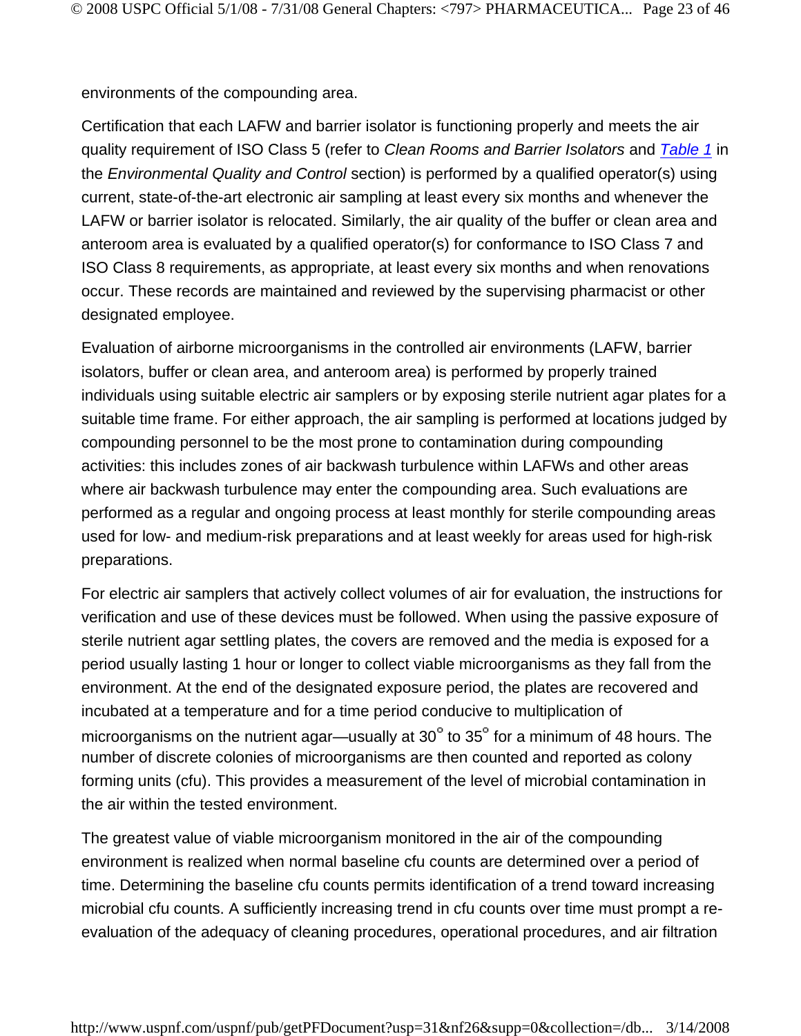environments of the compounding area.

Certification that each LAFW and barrier isolator is functioning properly and meets the air quality requirement of ISO Class 5 (refer to *Clean Rooms and Barrier Isolators* and *Table 1* in the *Environmental Quality and Control* section) is performed by a qualified operator(s) using current, state-of-the-art electronic air sampling at least every six months and whenever the LAFW or barrier isolator is relocated. Similarly, the air quality of the buffer or clean area and anteroom area is evaluated by a qualified operator(s) for conformance to ISO Class 7 and ISO Class 8 requirements, as appropriate, at least every six months and when renovations occur. These records are maintained and reviewed by the supervising pharmacist or other designated employee.

Evaluation of airborne microorganisms in the controlled air environments (LAFW, barrier isolators, buffer or clean area, and anteroom area) is performed by properly trained individuals using suitable electric air samplers or by exposing sterile nutrient agar plates for a suitable time frame. For either approach, the air sampling is performed at locations judged by compounding personnel to be the most prone to contamination during compounding activities: this includes zones of air backwash turbulence within LAFWs and other areas where air backwash turbulence may enter the compounding area. Such evaluations are performed as a regular and ongoing process at least monthly for sterile compounding areas used for low- and medium-risk preparations and at least weekly for areas used for high-risk preparations.

For electric air samplers that actively collect volumes of air for evaluation, the instructions for verification and use of these devices must be followed. When using the passive exposure of sterile nutrient agar settling plates, the covers are removed and the media is exposed for a period usually lasting 1 hour or longer to collect viable microorganisms as they fall from the environment. At the end of the designated exposure period, the plates are recovered and incubated at a temperature and for a time period conducive to multiplication of microorganisms on the nutrient agar—usually at 30° to 35° for a minimum of 48 hours. The number of discrete colonies of microorganisms are then counted and reported as colony forming units (cfu). This provides a measurement of the level of microbial contamination in the air within the tested environment.

The greatest value of viable microorganism monitored in the air of the compounding environment is realized when normal baseline cfu counts are determined over a period of time. Determining the baseline cfu counts permits identification of a trend toward increasing microbial cfu counts. A sufficiently increasing trend in cfu counts over time must prompt a re-evaluation of the adequacy of cleaning procedures, operational procedures, and air filtration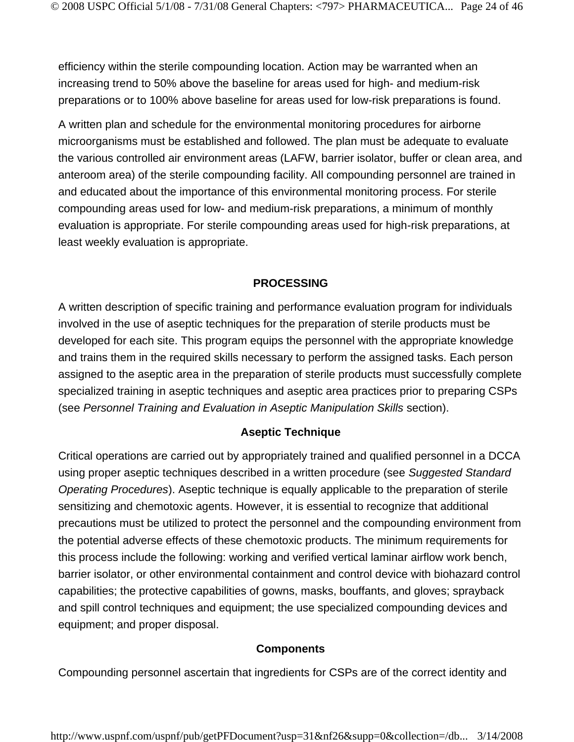efficiency within the sterile compounding location. Action may be warranted when an increasing trend to 50% above the baseline for areas used for high- and medium-risk preparations or to 100% above baseline for areas used for low-risk preparations is found.

A written plan and schedule for the environmental monitoring procedures for airborne microorganisms must be established and followed. The plan must be adequate to evaluate the various controlled air environment areas (LAFW, barrier isolator, buffer or clean area, and anteroom area) of the sterile compounding facility. All compounding personnel are trained in and educated about the importance of this environmental monitoring process. For sterile compounding areas used for low- and medium-risk preparations, a minimum of monthly evaluation is appropriate. For sterile compounding areas used for high-risk preparations, at least weekly evaluation is appropriate.

## PROCESSING

A written description of specific training and performance evaluation program for individuals involved in the use of aseptic techniques for the preparation of sterile products must be developed for each site. This program equips the personnel with the appropriate knowledge and trains them in the required skills necessary to perform the assigned tasks. Each person assigned to the aseptic area in the preparation of sterile products must successfully complete specialized training in aseptic techniques and aseptic area practices prior to preparing CSPs (see *Personnel Training and Evaluation in Aseptic Manipulation Skills* section).

### Aseptic Technique

Critical operations are carried out by appropriately trained and qualified personnel in a DCCA using proper aseptic techniques described in a written procedure (see *Suggested Standard Operating Procedures*). Aseptic technique is equally applicable to the preparation of sterile sensitizing and chemotoxic agents. However, it is essential to recognize that additional precautions must be utilized to protect the personnel and the compounding environment from the potential adverse effects of these chemotoxic products. The minimum requirements for this process include the following: working and verified vertical laminar airflow work bench, barrier isolator, or other environmental containment and control device with biohazard control capabilities; the protective capabilities of gowns, masks, bouffants, and gloves; sprayback and spill control techniques and equipment; the use specialized compounding devices and equipment; and proper disposal.

### Components

Compounding personnel ascertain that ingredients for CSPs are of the correct identity and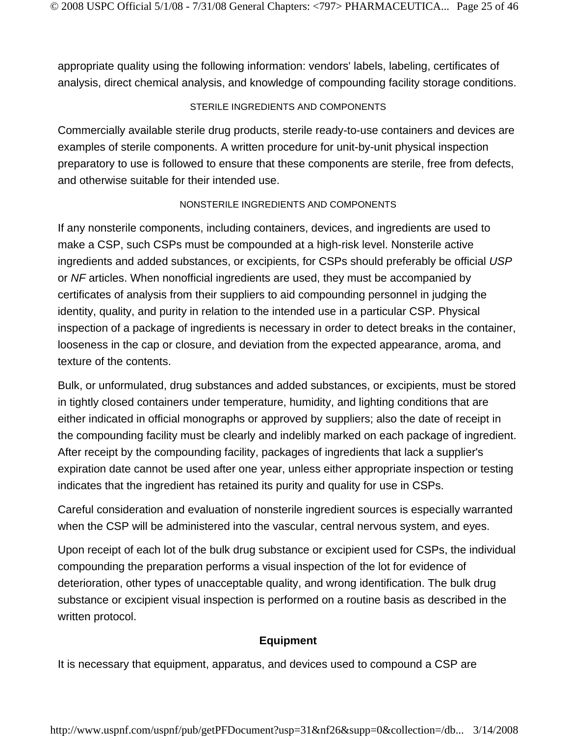appropriate quality using the following information: vendors' labels, labeling, certificates of analysis, direct chemical analysis, and knowledge of compounding facility storage conditions.

#### STERILE INGREDIENTS AND COMPONENTS

Commercially available sterile drug products, sterile ready-to-use containers and devices are examples of sterile components. A written procedure for unit-by-unit physical inspection preparatory to use is followed to ensure that these components are sterile, free from defects, and otherwise suitable for their intended use.

#### NONSTERILE INGREDIENTS AND COMPONENTS

If any nonsterile components, including containers, devices, and ingredients are used to make a CSP, such CSPs must be compounded at a high-risk level. Nonsterile active ingredients and added substances, or excipients, for CSPs should preferably be official *USP* or *NF* articles. When nonofficial ingredients are used, they must be accompanied by certificates of analysis from their suppliers to aid compounding personnel in judging the identity, quality, and purity in relation to the intended use in a particular CSP. Physical inspection of a package of ingredients is necessary in order to detect breaks in the container, looseness in the cap or closure, and deviation from the expected appearance, aroma, and texture of the contents.

Bulk, or unformulated, drug substances and added substances, or excipients, must be stored in tightly closed containers under temperature, humidity, and lighting conditions that are either indicated in official monographs or approved by suppliers; also the date of receipt in the compounding facility must be clearly and indelibly marked on each package of ingredient. After receipt by the compounding facility, packages of ingredients that lack a supplier's expiration date cannot be used after one year, unless either appropriate inspection or testing indicates that the ingredient has retained its purity and quality for use in CSPs.

Careful consideration and evaluation of nonsterile ingredient sources is especially warranted when the CSP will be administered into the vascular, central nervous system, and eyes.

Upon receipt of each lot of the bulk drug substance or excipient used for CSPs, the individual compounding the preparation performs a visual inspection of the lot for evidence of deterioration, other types of unacceptable quality, and wrong identification. The bulk drug substance or excipient visual inspection is performed on a routine basis as described in the written protocol.

### Equipment

It is necessary that equipment, apparatus, and devices used to compound a CSP are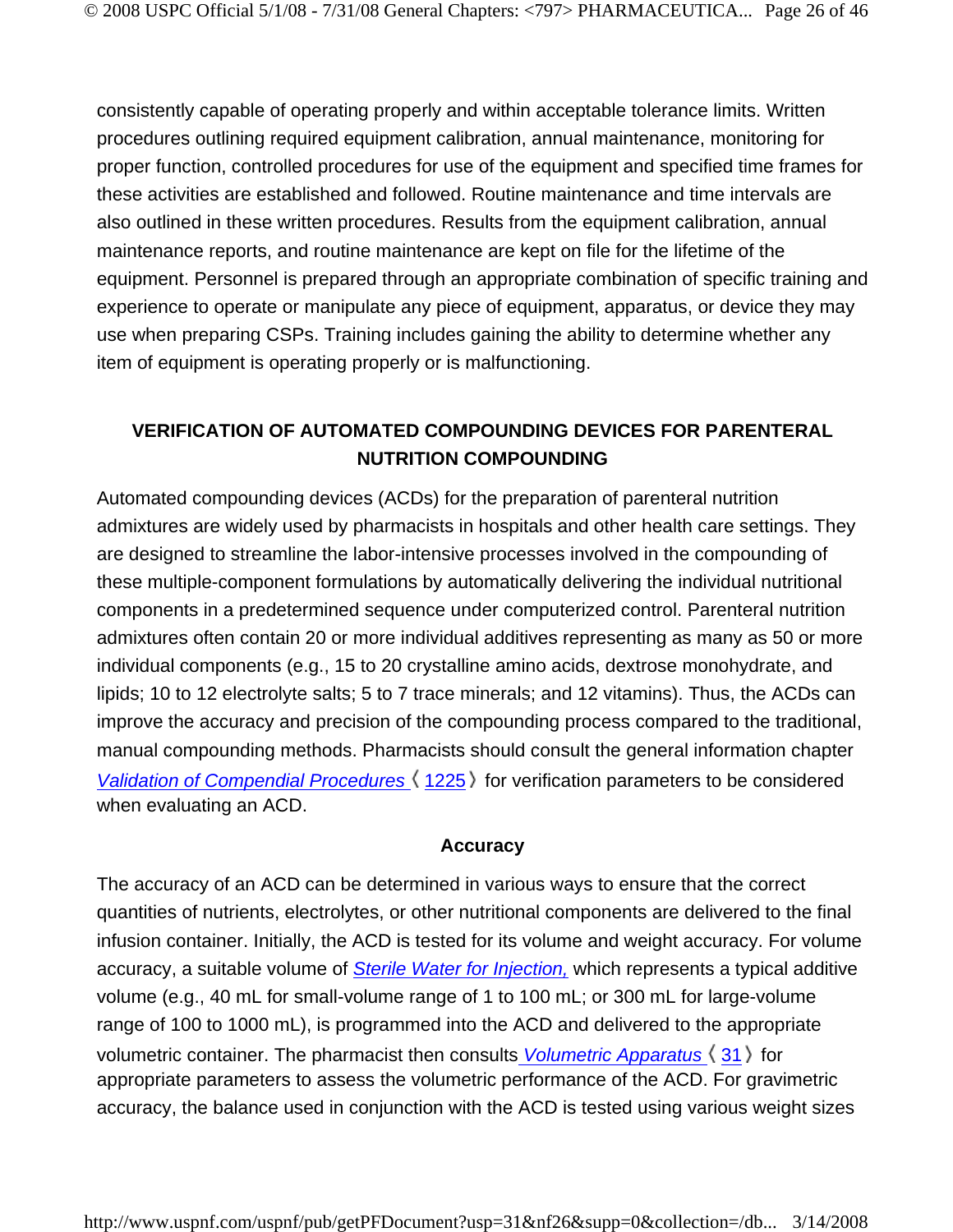consistently capable of operating properly and within acceptable tolerance limits. Written procedures outlining required equipment calibration, annual maintenance, monitoring for proper function, controlled procedures for use of the equipment and specified time frames for these activities are established and followed. Routine maintenance and time intervals are also outlined in these written procedures. Results from the equipment calibration, annual maintenance reports, and routine maintenance are kept on file for the lifetime of the equipment. Personnel is prepared through an appropriate combination of specific training and experience to operate or manipulate any piece of equipment, apparatus, or device they may use when preparing CSPs. Training includes gaining the ability to determine whether any item of equipment is operating properly or is malfunctioning.

## VERIFICATION OF AUTOMATED COMPOUNDING DEVICES FOR PARENTERAL NUTRITION COMPOUNDING

Automated compounding devices (ACDs) for the preparation of parenteral nutrition admixtures are widely used by pharmacists in hospitals and other health care settings. They are designed to streamline the labor-intensive processes involved in the compounding of these multiple-component formulations by automatically delivering the individual nutritional components in a predetermined sequence under computerized control. Parenteral nutrition admixtures often contain 20 or more individual additives representing as many as 50 or more individual components (e.g., 15 to 20 crystalline amino acids, dextrose monohydrate, and lipids; 10 to 12 electrolyte salts; 5 to 7 trace minerals; and 12 vitamins). Thus, the ACDs can improve the accuracy and precision of the compounding process compared to the traditional, manual compounding methods. Pharmacists should consult the general information chapter *Validation of Compendial Procedures* 〈1225〉 for verification parameters to be considered when evaluating an ACD.

### Accuracy

The accuracy of an ACD can be determined in various ways to ensure that the correct quantities of nutrients, electrolytes, or other nutritional components are delivered to the final infusion container. Initially, the ACD is tested for its volume and weight accuracy. For volume accuracy, a suitable volume of *Sterile Water for Injection,* which represents a typical additive volume (e.g., 40 mL for small-volume range of 1 to 100 mL; or 300 mL for large-volume range of 100 to 1000 mL), is programmed into the ACD and delivered to the appropriate volumetric container. The pharmacist then consults *Volumetric Apparatus* 〈31〉 for appropriate parameters to assess the volumetric performance of the ACD. For gravimetric accuracy, the balance used in conjunction with the ACD is tested using various weight sizes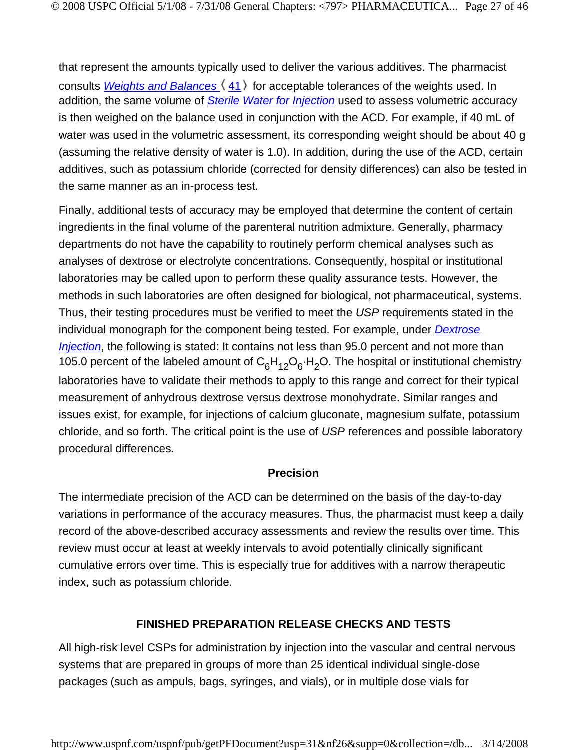that represent the amounts typically used to deliver the various additives. The pharmacist consults *Weights and Balances* 〈41〉 for acceptable tolerances of the weights used. In addition, the same volume of *Sterile Water for Injection* used to assess volumetric accuracy is then weighed on the balance used in conjunction with the ACD. For example, if 40 mL of water was used in the volumetric assessment, its corresponding weight should be about 40 g (assuming the relative density of water is 1.0). In addition, during the use of the ACD, certain additives, such as potassium chloride (corrected for density differences) can also be tested in the same manner as an in-process test.

Finally, additional tests of accuracy may be employed that determine the content of certain ingredients in the final volume of the parenteral nutrition admixture. Generally, pharmacy departments do not have the capability to routinely perform chemical analyses such as analyses of dextrose or electrolyte concentrations. Consequently, hospital or institutional laboratories may be called upon to perform these quality assurance tests. However, the methods in such laboratories are often designed for biological, not pharmaceutical, systems. Thus, their testing procedures must be verified to meet the *USP* requirements stated in the individual monograph for the component being tested. For example, under *Dextrose Injection*, the following is stated: It contains not less than 95.0 percent and not more than 105.0 percent of the labeled amount of $C_6H_{12}O_6 \cdot H_2O$. The hospital or institutional chemistry laboratories have to validate their methods to apply to this range and correct for their typical measurement of anhydrous dextrose versus dextrose monohydrate. Similar ranges and issues exist, for example, for injections of calcium gluconate, magnesium sulfate, potassium chloride, and so forth. The critical point is the use of *USP* references and possible laboratory procedural differences.

**Precision**

The intermediate precision of the ACD can be determined on the basis of the day-to-day variations in performance of the accuracy measures. Thus, the pharmacist must keep a daily record of the above-described accuracy assessments and review the results over time. This review must occur at least at weekly intervals to avoid potentially clinically significant cumulative errors over time. This is especially true for additives with a narrow therapeutic index, such as potassium chloride.

## FINISHED PREPARATION RELEASE CHECKS AND TESTS

All high-risk level CSPs for administration by injection into the vascular and central nervous systems that are prepared in groups of more than 25 identical individual single-dose packages (such as ampuls, bags, syringes, and vials), or in multiple dose vials for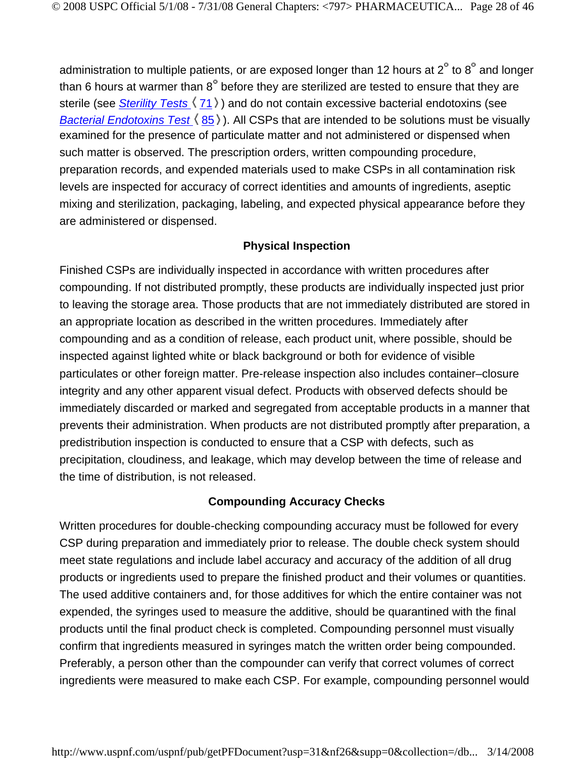administration to multiple patients, or are exposed longer than 12 hours at 2° to 8° and longer than 6 hours at warmer than 8° before they are sterilized are tested to ensure that they are sterile (see *Sterility Tests* 〈71〉) and do not contain excessive bacterial endotoxins (see *Bacterial Endotoxins Test* 〈85〉). All CSPs that are intended to be solutions must be visually examined for the presence of particulate matter and not administered or dispensed when such matter is observed. The prescription orders, written compounding procedure, preparation records, and expended materials used to make CSPs in all contamination risk levels are inspected for accuracy of correct identities and amounts of ingredients, aseptic mixing and sterilization, packaging, labeling, and expected physical appearance before they are administered or dispensed.

### Physical Inspection

Finished CSPs are individually inspected in accordance with written procedures after compounding. If not distributed promptly, these products are individually inspected just prior to leaving the storage area. Those products that are not immediately distributed are stored in an appropriate location as described in the written procedures. Immediately after compounding and as a condition of release, each product unit, where possible, should be inspected against lighted white or black background or both for evidence of visible particulates or other foreign matter. Pre-release inspection also includes container–closure integrity and any other apparent visual defect. Products with observed defects should be immediately discarded or marked and segregated from acceptable products in a manner that prevents their administration. When products are not distributed promptly after preparation, a predistribution inspection is conducted to ensure that a CSP with defects, such as precipitation, cloudiness, and leakage, which may develop between the time of release and the time of distribution, is not released.

### Compounding Accuracy Checks

Written procedures for double-checking compounding accuracy must be followed for every CSP during preparation and immediately prior to release. The double check system should meet state regulations and include label accuracy and accuracy of the addition of all drug products or ingredients used to prepare the finished product and their volumes or quantities. The used additive containers and, for those additives for which the entire container was not expended, the syringes used to measure the additive, should be quarantined with the final products until the final product check is completed. Compounding personnel must visually confirm that ingredients measured in syringes match the written order being compounded. Preferably, a person other than the compounder can verify that correct volumes of correct ingredients were measured to make each CSP. For example, compounding personnel would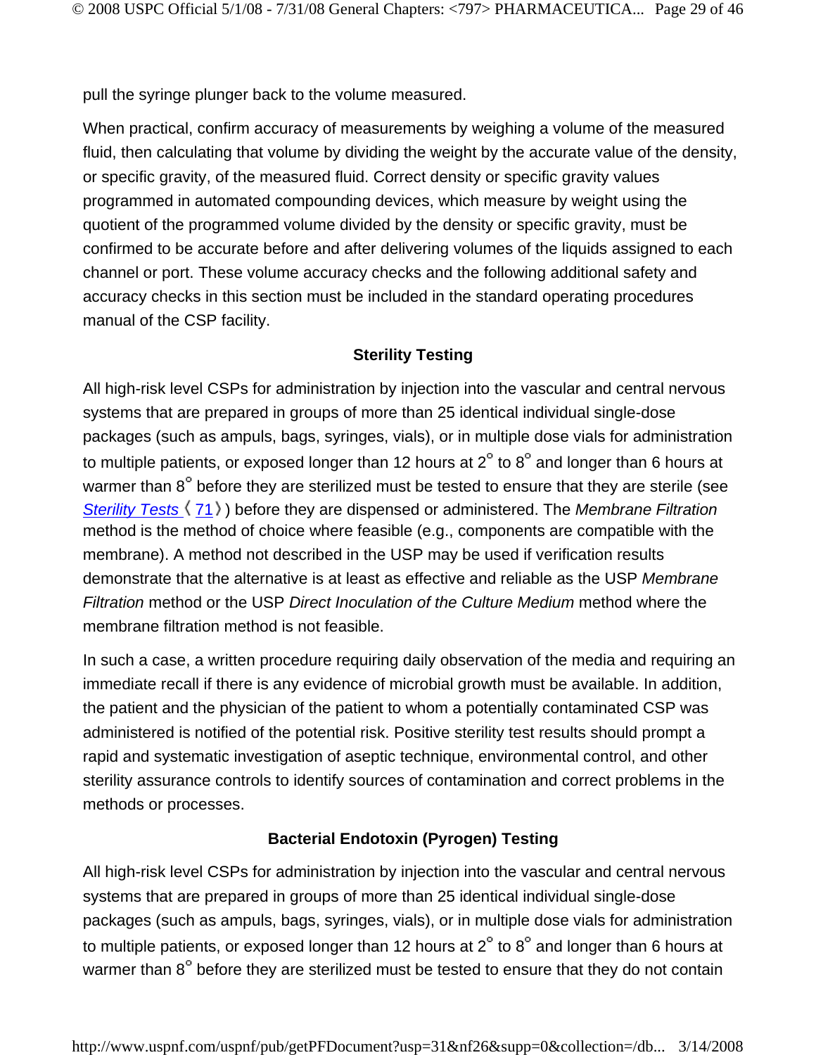pull the syringe plunger back to the volume measured.

When practical, confirm accuracy of measurements by weighing a volume of the measured fluid, then calculating that volume by dividing the weight by the accurate value of the density, or specific gravity, of the measured fluid. Correct density or specific gravity values programmed in automated compounding devices, which measure by weight using the quotient of the programmed volume divided by the density or specific gravity, must be confirmed to be accurate before and after delivering volumes of the liquids assigned to each channel or port. These volume accuracy checks and the following additional safety and accuracy checks in this section must be included in the standard operating procedures manual of the CSP facility.

### Sterility Testing

All high-risk level CSPs for administration by injection into the vascular and central nervous systems that are prepared in groups of more than 25 identical individual single-dose packages (such as ampuls, bags, syringes, vials), or in multiple dose vials for administration to multiple patients, or exposed longer than 12 hours at 2° to 8° and longer than 6 hours at warmer than 8° before they are sterilized must be tested to ensure that they are sterile (see *Sterility Tests* 〈71〉) before they are dispensed or administered. The *Membrane Filtration* method is the method of choice where feasible (e.g., components are compatible with the membrane). A method not described in the USP may be used if verification results demonstrate that the alternative is at least as effective and reliable as the USP *Membrane Filtration* method or the USP *Direct Inoculation of the Culture Medium* method where the membrane filtration method is not feasible.

In such a case, a written procedure requiring daily observation of the media and requiring an immediate recall if there is any evidence of microbial growth must be available. In addition, the patient and the physician of the patient to whom a potentially contaminated CSP was administered is notified of the potential risk. Positive sterility test results should prompt a rapid and systematic investigation of aseptic technique, environmental control, and other sterility assurance controls to identify sources of contamination and correct problems in the methods or processes.

### Bacterial Endotoxin (Pyrogen) Testing

All high-risk level CSPs for administration by injection into the vascular and central nervous systems that are prepared in groups of more than 25 identical individual single-dose packages (such as ampuls, bags, syringes, vials), or in multiple dose vials for administration to multiple patients, or exposed longer than 12 hours at 2° to 8° and longer than 6 hours at warmer than 8° before they are sterilized must be tested to ensure that they do not contain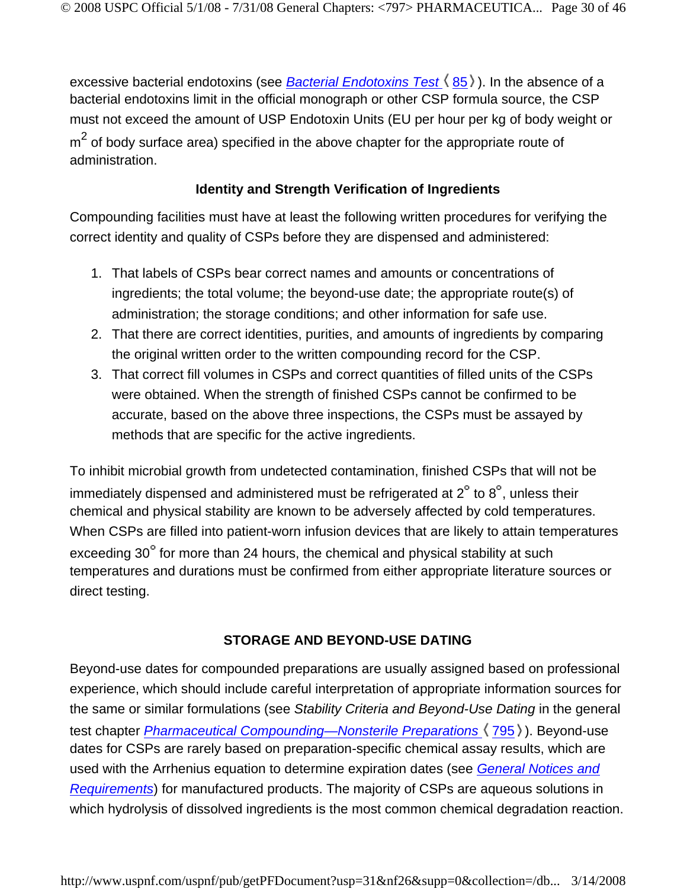excessive bacterial endotoxins (see *Bacterial Endotoxins Test* 〈85〉). In the absence of a bacterial endotoxins limit in the official monograph or other CSP formula source, the CSP must not exceed the amount of USP Endotoxin Units (EU per hour per kg of body weight or $m^2$ of body surface area) specified in the above chapter for the appropriate route of administration.

### Identity and Strength Verification of Ingredients

Compounding facilities must have at least the following written procedures for verifying the correct identity and quality of CSPs before they are dispensed and administered:

1. That labels of CSPs bear correct names and amounts or concentrations of ingredients; the total volume; the beyond-use date; the appropriate route(s) of administration; the storage conditions; and other information for safe use.
2. That there are correct identities, purities, and amounts of ingredients by comparing the original written order to the written compounding record for the CSP.
3. That correct fill volumes in CSPs and correct quantities of filled units of the CSPs were obtained. When the strength of finished CSPs cannot be confirmed to be accurate, based on the above three inspections, the CSPs must be assayed by methods that are specific for the active ingredients.

To inhibit microbial growth from undetected contamination, finished CSPs that will not be immediately dispensed and administered must be refrigerated at 2° to 8°, unless their chemical and physical stability are known to be adversely affected by cold temperatures. When CSPs are filled into patient-worn infusion devices that are likely to attain temperatures exceeding 30° for more than 24 hours, the chemical and physical stability at such temperatures and durations must be confirmed from either appropriate literature sources or direct testing.

## STORAGE AND BEYOND-USE DATING

Beyond-use dates for compounded preparations are usually assigned based on professional experience, which should include careful interpretation of appropriate information sources for the same or similar formulations (see *Stability Criteria and Beyond-Use Dating* in the general test chapter *Pharmaceutical Compounding—Nonsterile Preparations* 〈795〉). Beyond-use dates for CSPs are rarely based on preparation-specific chemical assay results, which are used with the Arrhenius equation to determine expiration dates (see *General Notices and Requirements*) for manufactured products. The majority of CSPs are aqueous solutions in which hydrolysis of dissolved ingredients is the most common chemical degradation reaction.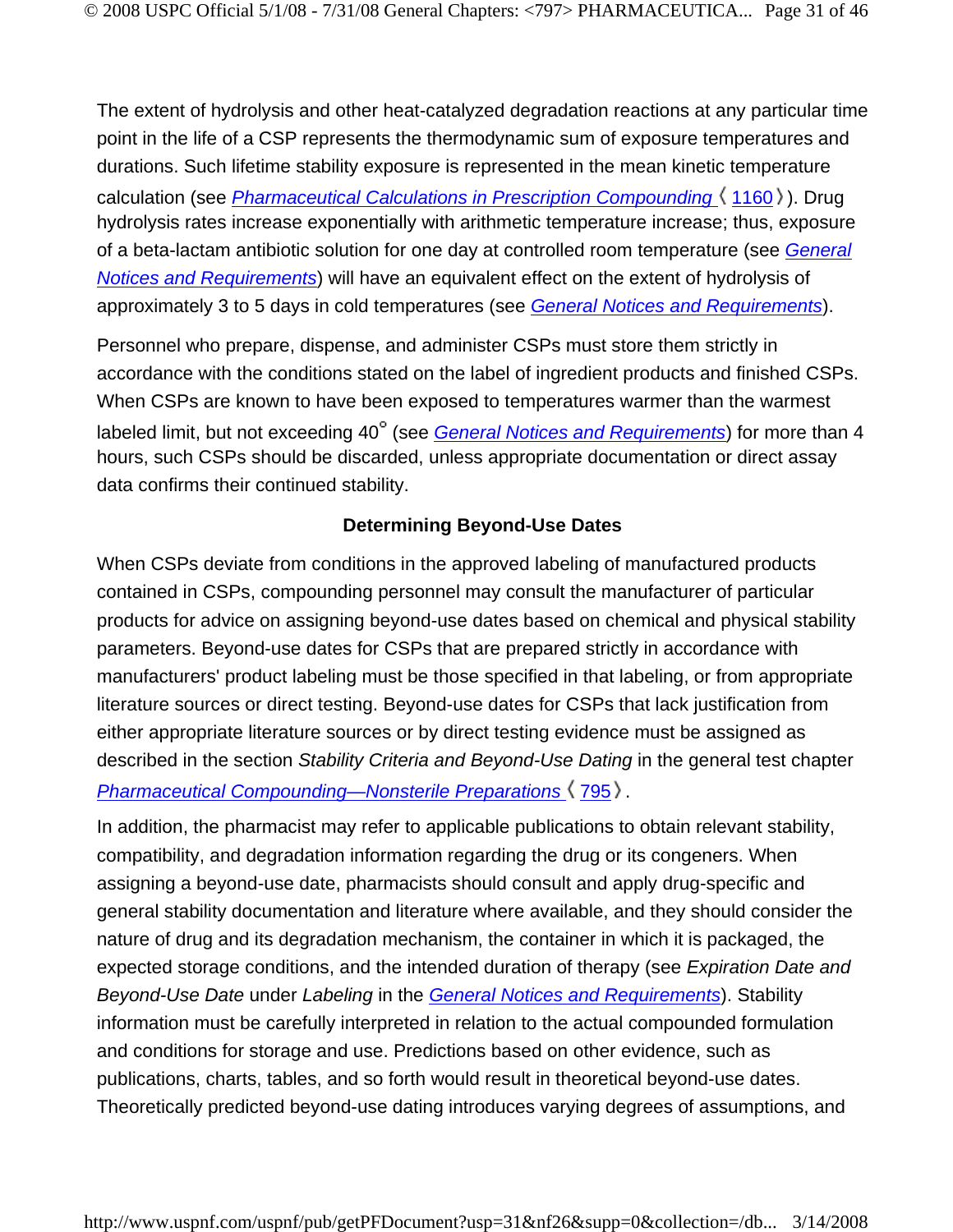The extent of hydrolysis and other heat-catalyzed degradation reactions at any particular time point in the life of a CSP represents the thermodynamic sum of exposure temperatures and durations. Such lifetime stability exposure is represented in the mean kinetic temperature calculation (see *Pharmaceutical Calculations in Prescription Compounding* 〈1160〉). Drug hydrolysis rates increase exponentially with arithmetic temperature increase; thus, exposure of a beta-lactam antibiotic solution for one day at controlled room temperature (see *General Notices and Requirements*) will have an equivalent effect on the extent of hydrolysis of approximately 3 to 5 days in cold temperatures (see *General Notices and Requirements*).

Personnel who prepare, dispense, and administer CSPs must store them strictly in accordance with the conditions stated on the label of ingredient products and finished CSPs. When CSPs are known to have been exposed to temperatures warmer than the warmest labeled limit, but not exceeding 40° (see *General Notices and Requirements*) for more than 4 hours, such CSPs should be discarded, unless appropriate documentation or direct assay data confirms their continued stability.

### Determining Beyond-Use Dates

When CSPs deviate from conditions in the approved labeling of manufactured products contained in CSPs, compounding personnel may consult the manufacturer of particular products for advice on assigning beyond-use dates based on chemical and physical stability parameters. Beyond-use dates for CSPs that are prepared strictly in accordance with manufacturers' product labeling must be those specified in that labeling, or from appropriate literature sources or direct testing. Beyond-use dates for CSPs that lack justification from either appropriate literature sources or by direct testing evidence must be assigned as described in the section *Stability Criteria and Beyond-Use Dating* in the general test chapter *Pharmaceutical Compounding—Nonsterile Preparations* 〈795〉.

In addition, the pharmacist may refer to applicable publications to obtain relevant stability, compatibility, and degradation information regarding the drug or its congeners. When assigning a beyond-use date, pharmacists should consult and apply drug-specific and general stability documentation and literature where available, and they should consider the nature of drug and its degradation mechanism, the container in which it is packaged, the expected storage conditions, and the intended duration of therapy (see *Expiration Date and Beyond-Use Date* under *Labeling* in the *General Notices and Requirements*). Stability information must be carefully interpreted in relation to the actual compounded formulation and conditions for storage and use. Predictions based on other evidence, such as publications, charts, tables, and so forth would result in theoretical beyond-use dates. Theoretically predicted beyond-use dating introduces varying degrees of assumptions, and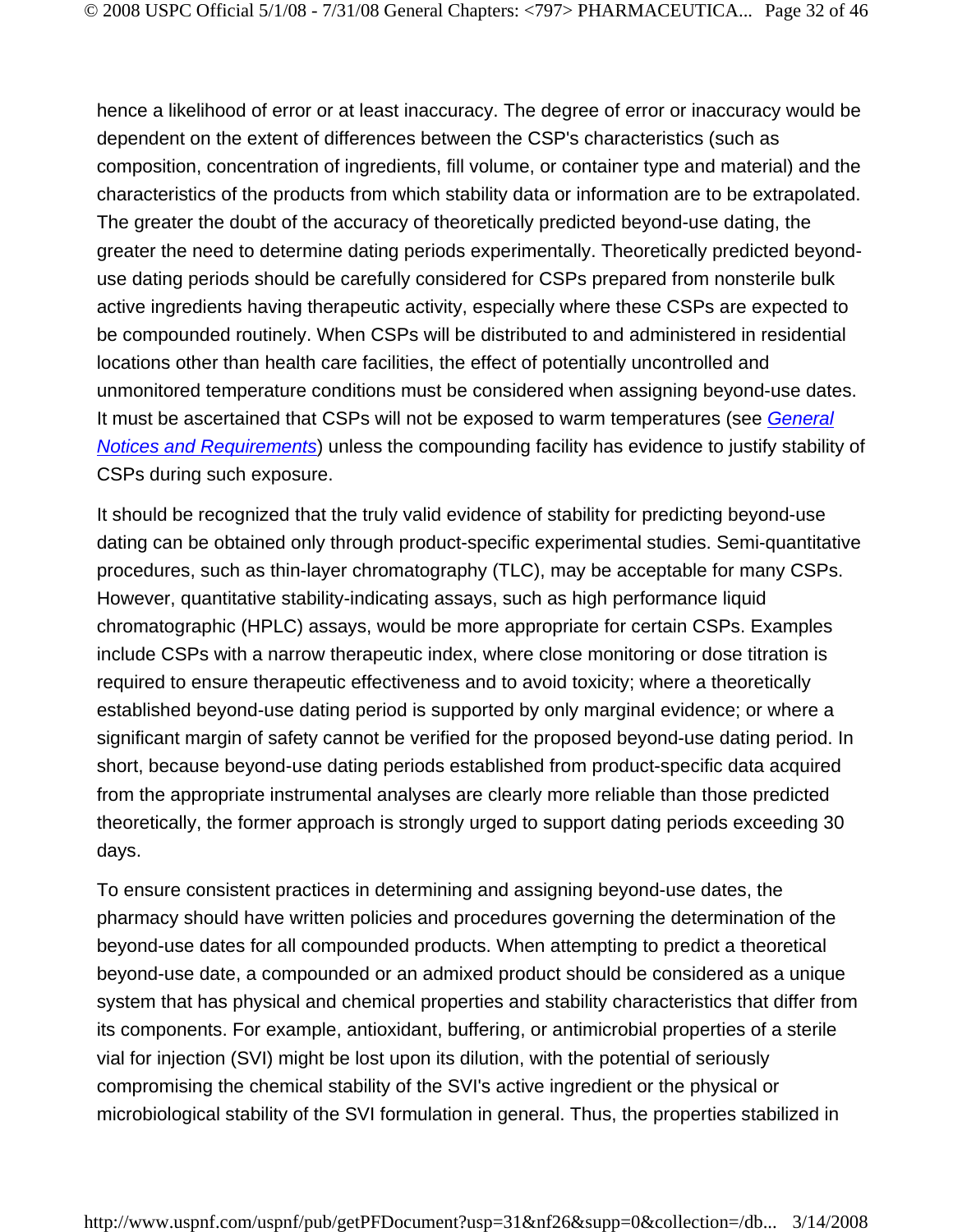hence a likelihood of error or at least inaccuracy. The degree of error or inaccuracy would be dependent on the extent of differences between the CSP's characteristics (such as composition, concentration of ingredients, fill volume, or container type and material) and the characteristics of the products from which stability data or information are to be extrapolated. The greater the doubt of the accuracy of theoretically predicted beyond-use dating, the greater the need to determine dating periods experimentally. Theoretically predicted beyond-use dating periods should be carefully considered for CSPs prepared from nonsterile bulk active ingredients having therapeutic activity, especially where these CSPs are expected to be compounded routinely. When CSPs will be distributed to and administered in residential locations other than health care facilities, the effect of potentially uncontrolled and unmonitored temperature conditions must be considered when assigning beyond-use dates. It must be ascertained that CSPs will not be exposed to warm temperatures (see *General Notices and Requirements*) unless the compounding facility has evidence to justify stability of CSPs during such exposure.

It should be recognized that the truly valid evidence of stability for predicting beyond-use dating can be obtained only through product-specific experimental studies. Semi-quantitative procedures, such as thin-layer chromatography (TLC), may be acceptable for many CSPs. However, quantitative stability-indicating assays, such as high performance liquid chromatographic (HPLC) assays, would be more appropriate for certain CSPs. Examples include CSPs with a narrow therapeutic index, where close monitoring or dose titration is required to ensure therapeutic effectiveness and to avoid toxicity; where a theoretically established beyond-use dating period is supported by only marginal evidence; or where a significant margin of safety cannot be verified for the proposed beyond-use dating period. In short, because beyond-use dating periods established from product-specific data acquired from the appropriate instrumental analyses are clearly more reliable than those predicted theoretically, the former approach is strongly urged to support dating periods exceeding 30 days.

To ensure consistent practices in determining and assigning beyond-use dates, the pharmacy should have written policies and procedures governing the determination of the beyond-use dates for all compounded products. When attempting to predict a theoretical beyond-use date, a compounded or an admixed product should be considered as a unique system that has physical and chemical properties and stability characteristics that differ from its components. For example, antioxidant, buffering, or antimicrobial properties of a sterile vial for injection (SVI) might be lost upon its dilution, with the potential of seriously compromising the chemical stability of the SVI's active ingredient or the physical or microbiological stability of the SVI formulation in general. Thus, the properties stabilized in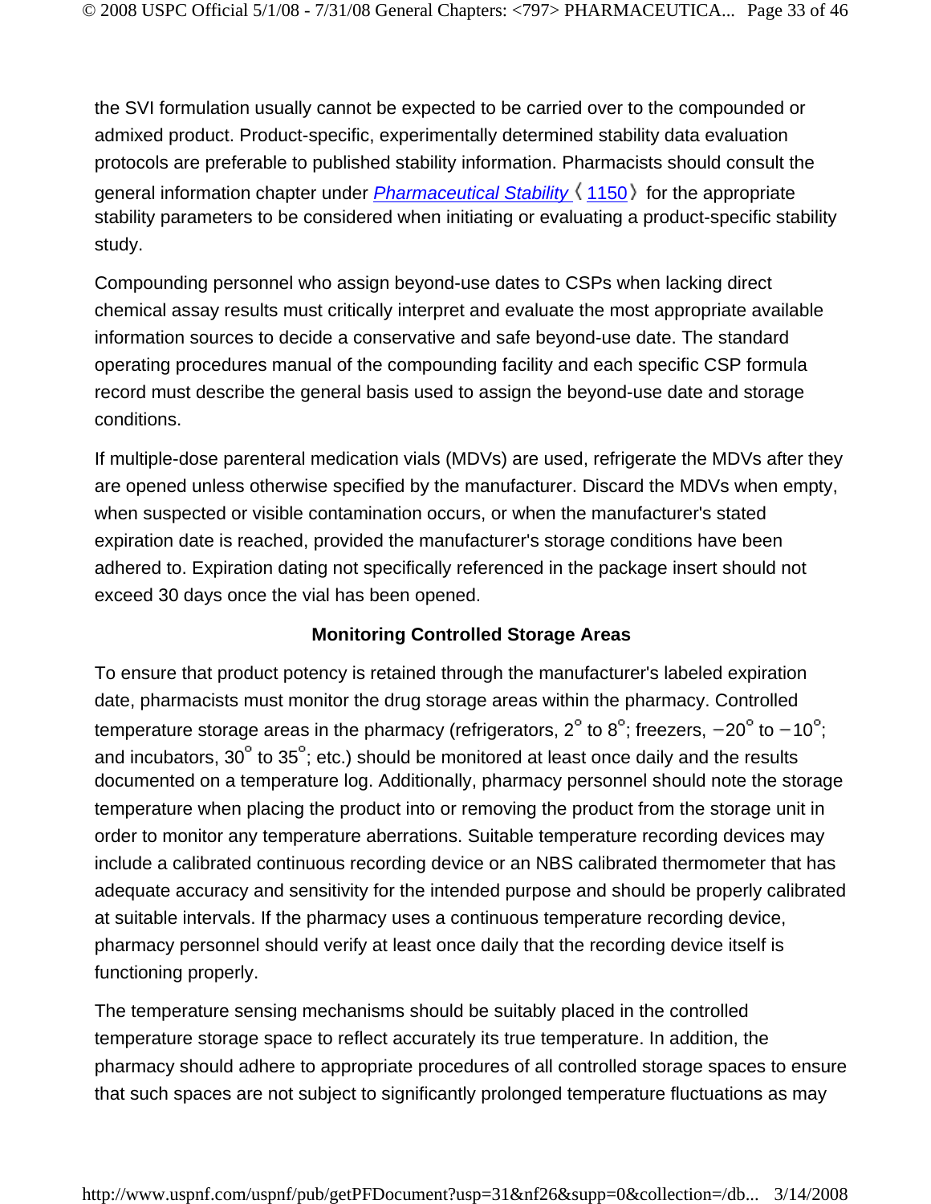the SVI formulation usually cannot be expected to be carried over to the compounded or admixed product. Product-specific, experimentally determined stability data evaluation protocols are preferable to published stability information. Pharmacists should consult the general information chapter under *Pharmaceutical Stability* 〈1150〉 for the appropriate stability parameters to be considered when initiating or evaluating a product-specific stability study.

Compounding personnel who assign beyond-use dates to CSPs when lacking direct chemical assay results must critically interpret and evaluate the most appropriate available information sources to decide a conservative and safe beyond-use date. The standard operating procedures manual of the compounding facility and each specific CSP formula record must describe the general basis used to assign the beyond-use date and storage conditions.

If multiple-dose parenteral medication vials (MDVs) are used, refrigerate the MDVs after they are opened unless otherwise specified by the manufacturer. Discard the MDVs when empty, when suspected or visible contamination occurs, or when the manufacturer's stated expiration date is reached, provided the manufacturer's storage conditions have been adhered to. Expiration dating not specifically referenced in the package insert should not exceed 30 days once the vial has been opened.

**Monitoring Controlled Storage Areas**

To ensure that product potency is retained through the manufacturer's labeled expiration date, pharmacists must monitor the drug storage areas within the pharmacy. Controlled temperature storage areas in the pharmacy (refrigerators, 2° to 8°; freezers, −20° to −10°; and incubators, 30° to 35°; etc.) should be monitored at least once daily and the results documented on a temperature log. Additionally, pharmacy personnel should note the storage temperature when placing the product into or removing the product from the storage unit in order to monitor any temperature aberrations. Suitable temperature recording devices may include a calibrated continuous recording device or an NBS calibrated thermometer that has adequate accuracy and sensitivity for the intended purpose and should be properly calibrated at suitable intervals. If the pharmacy uses a continuous temperature recording device, pharmacy personnel should verify at least once daily that the recording device itself is functioning properly.

The temperature sensing mechanisms should be suitably placed in the controlled temperature storage space to reflect accurately its true temperature. In addition, the pharmacy should adhere to appropriate procedures of all controlled storage spaces to ensure that such spaces are not subject to significantly prolonged temperature fluctuations as may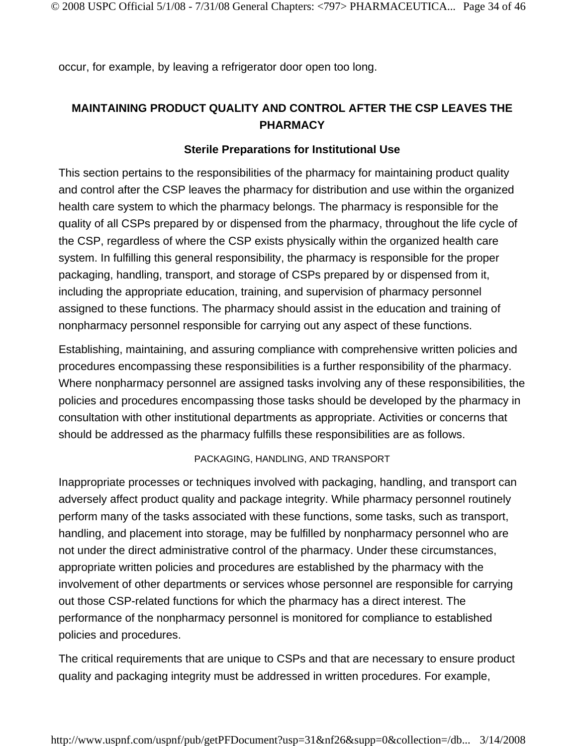occur, for example, by leaving a refrigerator door open too long.

## MAINTAINING PRODUCT QUALITY AND CONTROL AFTER THE CSP LEAVES THE PHARMACY

### Sterile Preparations for Institutional Use

This section pertains to the responsibilities of the pharmacy for maintaining product quality and control after the CSP leaves the pharmacy for distribution and use within the organized health care system to which the pharmacy belongs. The pharmacy is responsible for the quality of all CSPs prepared by or dispensed from the pharmacy, throughout the life cycle of the CSP, regardless of where the CSP exists physically within the organized health care system. In fulfilling this general responsibility, the pharmacy is responsible for the proper packaging, handling, transport, and storage of CSPs prepared by or dispensed from it, including the appropriate education, training, and supervision of pharmacy personnel assigned to these functions. The pharmacy should assist in the education and training of nonpharmacy personnel responsible for carrying out any aspect of these functions.

Establishing, maintaining, and assuring compliance with comprehensive written policies and procedures encompassing these responsibilities is a further responsibility of the pharmacy. Where nonpharmacy personnel are assigned tasks involving any of these responsibilities, the policies and procedures encompassing those tasks should be developed by the pharmacy in consultation with other institutional departments as appropriate. Activities or concerns that should be addressed as the pharmacy fulfills these responsibilities are as follows.

#### PACKAGING, HANDLING, AND TRANSPORT

Inappropriate processes or techniques involved with packaging, handling, and transport can adversely affect product quality and package integrity. While pharmacy personnel routinely perform many of the tasks associated with these functions, some tasks, such as transport, handling, and placement into storage, may be fulfilled by nonpharmacy personnel who are not under the direct administrative control of the pharmacy. Under these circumstances, appropriate written policies and procedures are established by the pharmacy with the involvement of other departments or services whose personnel are responsible for carrying out those CSP-related functions for which the pharmacy has a direct interest. The performance of the nonpharmacy personnel is monitored for compliance to established policies and procedures.

The critical requirements that are unique to CSPs and that are necessary to ensure product quality and packaging integrity must be addressed in written procedures. For example,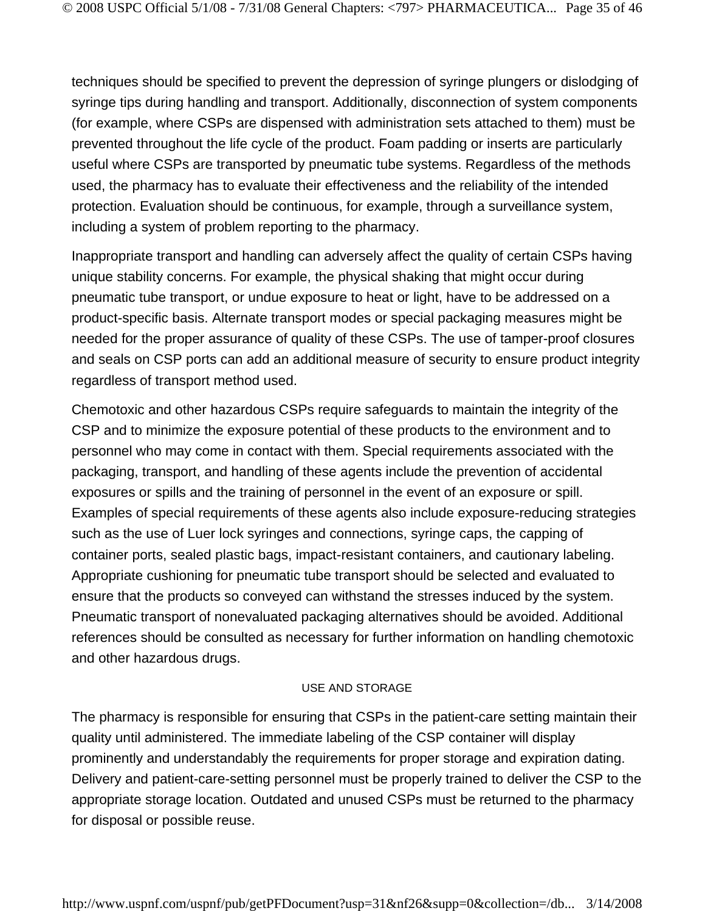techniques should be specified to prevent the depression of syringe plungers or dislodging of syringe tips during handling and transport. Additionally, disconnection of system components (for example, where CSPs are dispensed with administration sets attached to them) must be prevented throughout the life cycle of the product. Foam padding or inserts are particularly useful where CSPs are transported by pneumatic tube systems. Regardless of the methods used, the pharmacy has to evaluate their effectiveness and the reliability of the intended protection. Evaluation should be continuous, for example, through a surveillance system, including a system of problem reporting to the pharmacy.

Inappropriate transport and handling can adversely affect the quality of certain CSPs having unique stability concerns. For example, the physical shaking that might occur during pneumatic tube transport, or undue exposure to heat or light, have to be addressed on a product-specific basis. Alternate transport modes or special packaging measures might be needed for the proper assurance of quality of these CSPs. The use of tamper-proof closures and seals on CSP ports can add an additional measure of security to ensure product integrity regardless of transport method used.

Chemotoxic and other hazardous CSPs require safeguards to maintain the integrity of the CSP and to minimize the exposure potential of these products to the environment and to personnel who may come in contact with them. Special requirements associated with the packaging, transport, and handling of these agents include the prevention of accidental exposures or spills and the training of personnel in the event of an exposure or spill. Examples of special requirements of these agents also include exposure-reducing strategies such as the use of Luer lock syringes and connections, syringe caps, the capping of container ports, sealed plastic bags, impact-resistant containers, and cautionary labeling. Appropriate cushioning for pneumatic tube transport should be selected and evaluated to ensure that the products so conveyed can withstand the stresses induced by the system. Pneumatic transport of nonevaluated packaging alternatives should be avoided. Additional references should be consulted as necessary for further information on handling chemotoxic and other hazardous drugs.

### USE AND STORAGE

The pharmacy is responsible for ensuring that CSPs in the patient-care setting maintain their quality until administered. The immediate labeling of the CSP container will display prominently and understandably the requirements for proper storage and expiration dating. Delivery and patient-care-setting personnel must be properly trained to deliver the CSP to the appropriate storage location. Outdated and unused CSPs must be returned to the pharmacy for disposal or possible reuse.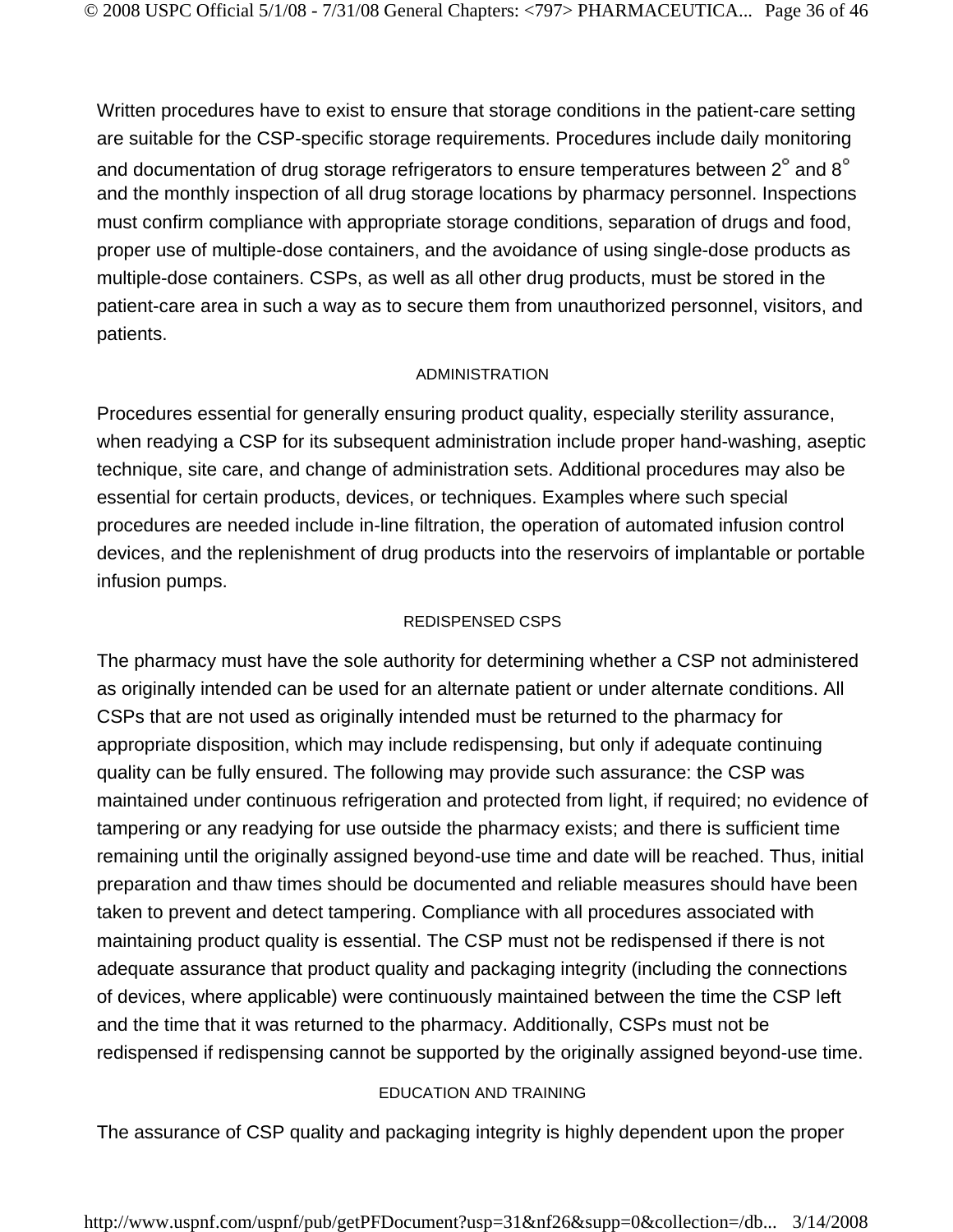Written procedures have to exist to ensure that storage conditions in the patient-care setting are suitable for the CSP-specific storage requirements. Procedures include daily monitoring and documentation of drug storage refrigerators to ensure temperatures between 2° and 8° and the monthly inspection of all drug storage locations by pharmacy personnel. Inspections must confirm compliance with appropriate storage conditions, separation of drugs and food, proper use of multiple-dose containers, and the avoidance of using single-dose products as multiple-dose containers. CSPs, as well as all other drug products, must be stored in the patient-care area in such a way as to secure them from unauthorized personnel, visitors, and patients.

## ADMINISTRATION

Procedures essential for generally ensuring product quality, especially sterility assurance, when readying a CSP for its subsequent administration include proper hand-washing, aseptic technique, site care, and change of administration sets. Additional procedures may also be essential for certain products, devices, or techniques. Examples where such special procedures are needed include in-line filtration, the operation of automated infusion control devices, and the replenishment of drug products into the reservoirs of implantable or portable infusion pumps.

## REDISPENSED CSPS

The pharmacy must have the sole authority for determining whether a CSP not administered as originally intended can be used for an alternate patient or under alternate conditions. All CSPs that are not used as originally intended must be returned to the pharmacy for appropriate disposition, which may include redispensing, but only if adequate continuing quality can be fully ensured. The following may provide such assurance: the CSP was maintained under continuous refrigeration and protected from light, if required; no evidence of tampering or any readying for use outside the pharmacy exists; and there is sufficient time remaining until the originally assigned beyond-use time and date will be reached. Thus, initial preparation and thaw times should be documented and reliable measures should have been taken to prevent and detect tampering. Compliance with all procedures associated with maintaining product quality is essential. The CSP must not be redispensed if there is not adequate assurance that product quality and packaging integrity (including the connections of devices, where applicable) were continuously maintained between the time the CSP left and the time that it was returned to the pharmacy. Additionally, CSPs must not be redispensed if redispensing cannot be supported by the originally assigned beyond-use time.

## EDUCATION AND TRAINING

The assurance of CSP quality and packaging integrity is highly dependent upon the proper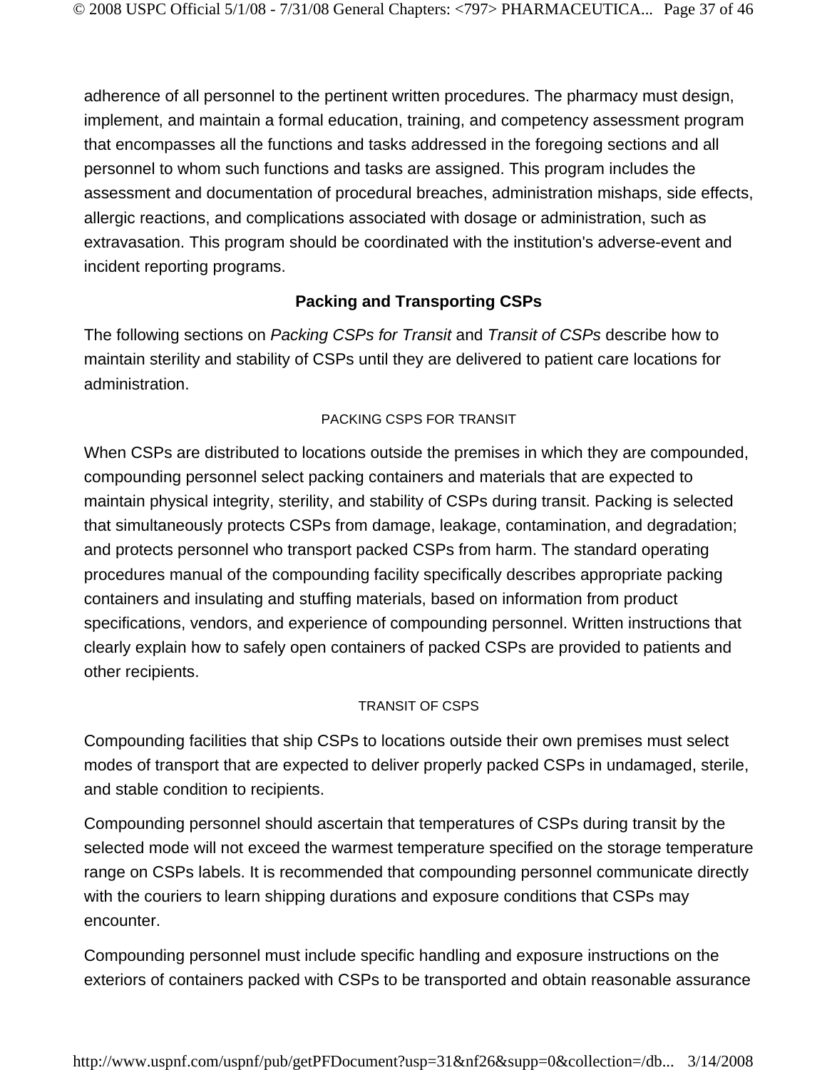adherence of all personnel to the pertinent written procedures. The pharmacy must design, implement, and maintain a formal education, training, and competency assessment program that encompasses all the functions and tasks addressed in the foregoing sections and all personnel to whom such functions and tasks are assigned. This program includes the assessment and documentation of procedural breaches, administration mishaps, side effects, allergic reactions, and complications associated with dosage or administration, such as extravasation. This program should be coordinated with the institution's adverse-event and incident reporting programs.

## Packing and Transporting CSPs

The following sections on *Packing CSPs for Transit* and *Transit of CSPs* describe how to maintain sterility and stability of CSPs until they are delivered to patient care locations for administration.

### PACKING CSPS FOR TRANSIT

When CSPs are distributed to locations outside the premises in which they are compounded, compounding personnel select packing containers and materials that are expected to maintain physical integrity, sterility, and stability of CSPs during transit. Packing is selected that simultaneously protects CSPs from damage, leakage, contamination, and degradation; and protects personnel who transport packed CSPs from harm. The standard operating procedures manual of the compounding facility specifically describes appropriate packing containers and insulating and stuffing materials, based on information from product specifications, vendors, and experience of compounding personnel. Written instructions that clearly explain how to safely open containers of packed CSPs are provided to patients and other recipients.

### TRANSIT OF CSPS

Compounding facilities that ship CSPs to locations outside their own premises must select modes of transport that are expected to deliver properly packed CSPs in undamaged, sterile, and stable condition to recipients.

Compounding personnel should ascertain that temperatures of CSPs during transit by the selected mode will not exceed the warmest temperature specified on the storage temperature range on CSPs labels. It is recommended that compounding personnel communicate directly with the couriers to learn shipping durations and exposure conditions that CSPs may encounter.

Compounding personnel must include specific handling and exposure instructions on the exteriors of containers packed with CSPs to be transported and obtain reasonable assurance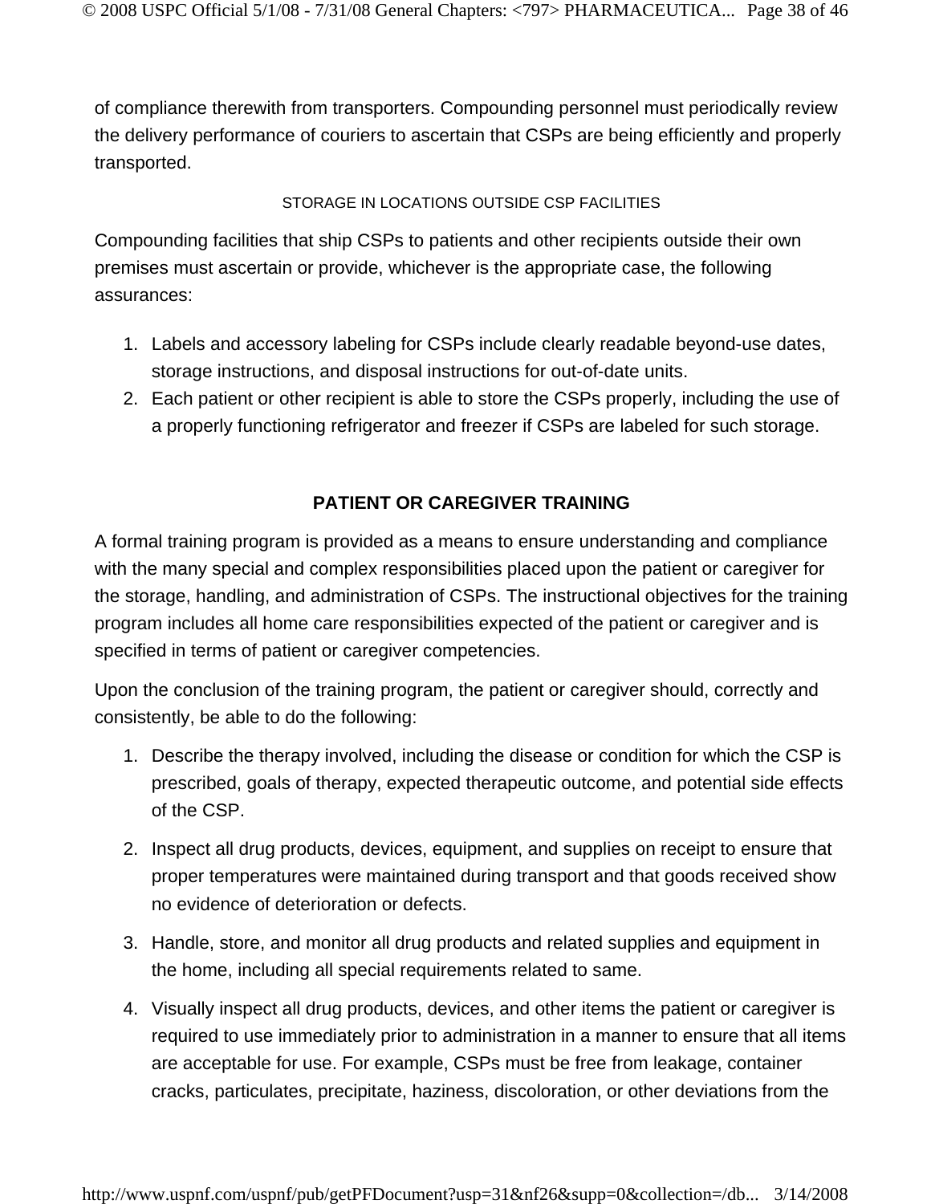of compliance therewith from transporters. Compounding personnel must periodically review the delivery performance of couriers to ascertain that CSPs are being efficiently and properly transported.

### STORAGE IN LOCATIONS OUTSIDE CSP FACILITIES

Compounding facilities that ship CSPs to patients and other recipients outside their own premises must ascertain or provide, whichever is the appropriate case, the following assurances:

1. Labels and accessory labeling for CSPs include clearly readable beyond-use dates, storage instructions, and disposal instructions for out-of-date units.
2. Each patient or other recipient is able to store the CSPs properly, including the use of a properly functioning refrigerator and freezer if CSPs are labeled for such storage.

## PATIENT OR CAREGIVER TRAINING

A formal training program is provided as a means to ensure understanding and compliance with the many special and complex responsibilities placed upon the patient or caregiver for the storage, handling, and administration of CSPs. The instructional objectives for the training program includes all home care responsibilities expected of the patient or caregiver and is specified in terms of patient or caregiver competencies.

Upon the conclusion of the training program, the patient or caregiver should, correctly and consistently, be able to do the following:

1. Describe the therapy involved, including the disease or condition for which the CSP is prescribed, goals of therapy, expected therapeutic outcome, and potential side effects of the CSP.
2. Inspect all drug products, devices, equipment, and supplies on receipt to ensure that proper temperatures were maintained during transport and that goods received show no evidence of deterioration or defects.
3. Handle, store, and monitor all drug products and related supplies and equipment in the home, including all special requirements related to same.
4. Visually inspect all drug products, devices, and other items the patient or caregiver is required to use immediately prior to administration in a manner to ensure that all items are acceptable for use. For example, CSPs must be free from leakage, container cracks, particulates, precipitate, haziness, discoloration, or other deviations from the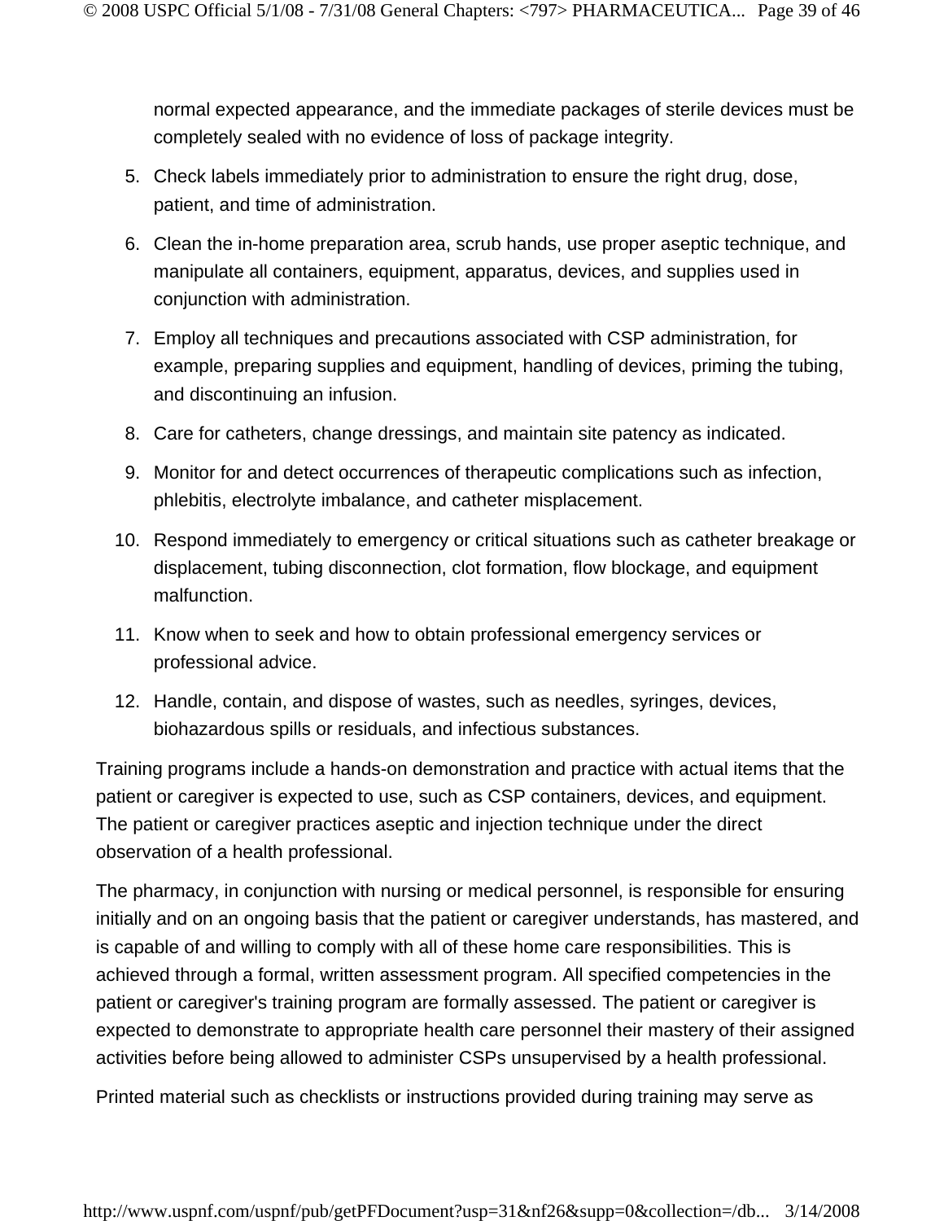normal expected appearance, and the immediate packages of sterile devices must be completely sealed with no evidence of loss of package integrity.

5. Check labels immediately prior to administration to ensure the right drug, dose, patient, and time of administration.
6. Clean the in-home preparation area, scrub hands, use proper aseptic technique, and manipulate all containers, equipment, apparatus, devices, and supplies used in conjunction with administration.
7. Employ all techniques and precautions associated with CSP administration, for example, preparing supplies and equipment, handling of devices, priming the tubing, and discontinuing an infusion.
8. Care for catheters, change dressings, and maintain site patency as indicated.
9. Monitor for and detect occurrences of therapeutic complications such as infection, phlebitis, electrolyte imbalance, and catheter misplacement.
10. Respond immediately to emergency or critical situations such as catheter breakage or displacement, tubing disconnection, clot formation, flow blockage, and equipment malfunction.
11. Know when to seek and how to obtain professional emergency services or professional advice.
12. Handle, contain, and dispose of wastes, such as needles, syringes, devices, biohazardous spills or residuals, and infectious substances.

Training programs include a hands-on demonstration and practice with actual items that the patient or caregiver is expected to use, such as CSP containers, devices, and equipment. The patient or caregiver practices aseptic and injection technique under the direct observation of a health professional.

The pharmacy, in conjunction with nursing or medical personnel, is responsible for ensuring initially and on an ongoing basis that the patient or caregiver understands, has mastered, and is capable of and willing to comply with all of these home care responsibilities. This is achieved through a formal, written assessment program. All specified competencies in the patient or caregiver's training program are formally assessed. The patient or caregiver is expected to demonstrate to appropriate health care personnel their mastery of their assigned activities before being allowed to administer CSPs unsupervised by a health professional.

Printed material such as checklists or instructions provided during training may serve as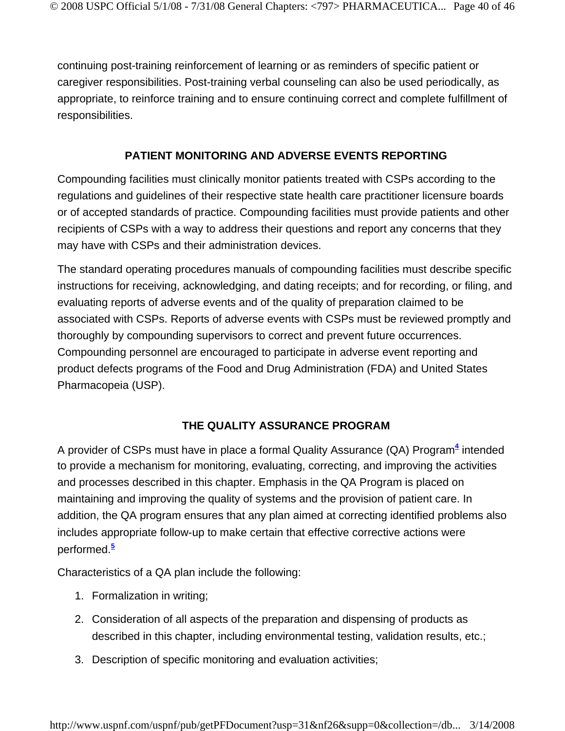continuing post-training reinforcement of learning or as reminders of specific patient or caregiver responsibilities. Post-training verbal counseling can also be used periodically, as appropriate, to reinforce training and to ensure continuing correct and complete fulfillment of responsibilities.

## PATIENT MONITORING AND ADVERSE EVENTS REPORTING

Compounding facilities must clinically monitor patients treated with CSPs according to the regulations and guidelines of their respective state health care practitioner licensure boards or of accepted standards of practice. Compounding facilities must provide patients and other recipients of CSPs with a way to address their questions and report any concerns that they may have with CSPs and their administration devices.

The standard operating procedures manuals of compounding facilities must describe specific instructions for receiving, acknowledging, and dating receipts; and for recording, or filing, and evaluating reports of adverse events and of the quality of preparation claimed to be associated with CSPs. Reports of adverse events with CSPs must be reviewed promptly and thoroughly by compounding supervisors to correct and prevent future occurrences. Compounding personnel are encouraged to participate in adverse event reporting and product defects programs of the Food and Drug Administration (FDA) and United States Pharmacopeia (USP).

## THE QUALITY ASSURANCE PROGRAM

A provider of CSPs must have in place a formal Quality Assurance (QA) Program[4] intended to provide a mechanism for monitoring, evaluating, correcting, and improving the activities and processes described in this chapter. Emphasis in the QA Program is placed on maintaining and improving the quality of systems and the provision of patient care. In addition, the QA program ensures that any plan aimed at correcting identified problems also includes appropriate follow-up to make certain that effective corrective actions were performed.[5]

Characteristics of a QA plan include the following:

1. Formalization in writing;
2. Consideration of all aspects of the preparation and dispensing of products as described in this chapter, including environmental testing, validation results, etc.;
3. Description of specific monitoring and evaluation activities;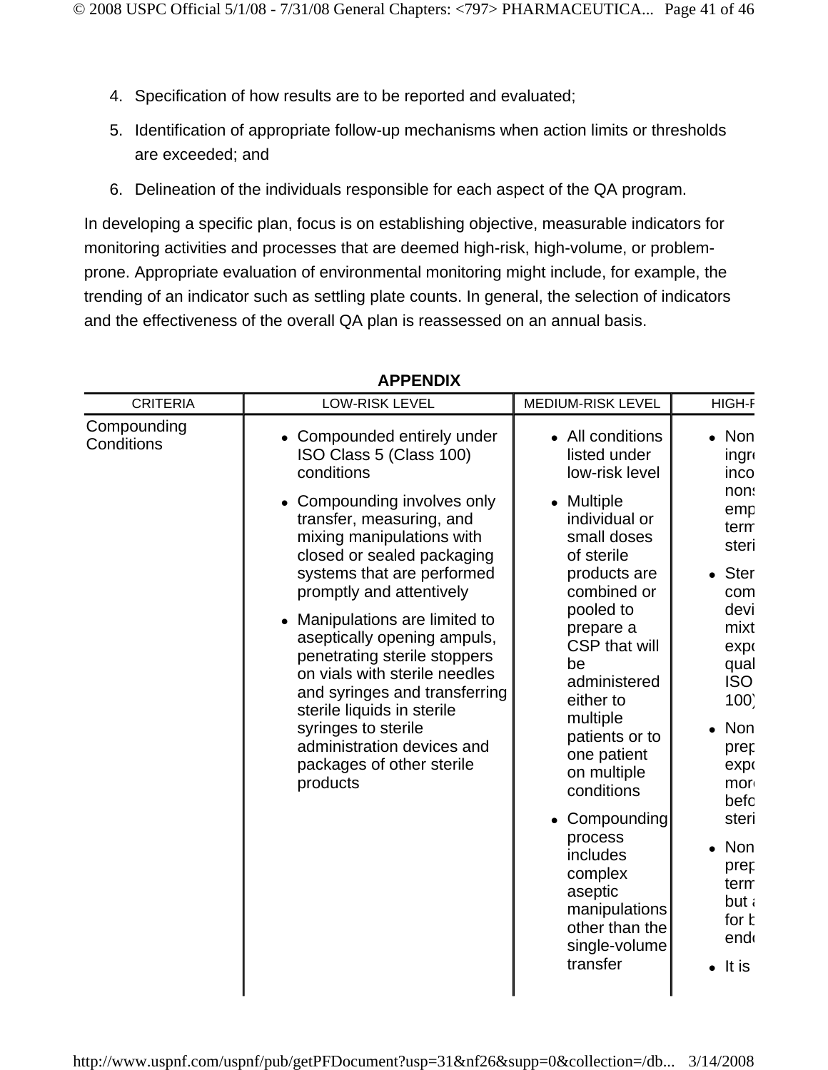4. Specification of how results are to be reported and evaluated;
5. Identification of appropriate follow-up mechanisms when action limits or thresholds are exceeded; and
6. Delineation of the individuals responsible for each aspect of the QA program.

In developing a specific plan, focus is on establishing objective, measurable indicators for monitoring activities and processes that are deemed high-risk, high-volume, or problem-prone. Appropriate evaluation of environmental monitoring might include, for example, the trending of an indicator such as settling plate counts. In general, the selection of indicators and the effectiveness of the overall QA plan is reassessed on an annual basis.

## APPENDIX

| CRITERIA | LOW-RISK LEVEL | MEDIUM-RISK LEVEL | HIGH-R |
|---|---|---|---|
| Compounding Conditions | • Compounded entirely under ISO Class 5 (Class 100) conditions<br>• Compounding involves only transfer, measuring, and mixing manipulations with closed or sealed packaging systems that are performed promptly and attentively<br>• Manipulations are limited to aseptically opening ampuls, penetrating sterile stoppers on vials with sterile needles and syringes and transferring sterile liquids in sterile syringes to sterile administration devices and packages of other sterile products | • All conditions listed under low-risk level<br>• Multiple individual or small doses of sterile products are combined or pooled to prepare a CSP that will be administered either to multiple patients or to one patient on multiple conditions<br>• Compounding process includes complex aseptic manipulations other than the single-volume transfer | • Non ingr inco non emp term steri<br>• Ster com devi mixt expo qual ISO 100)<br>• Non prep expo more befo steri<br>• Non prep term but a for b endo<br>• It is |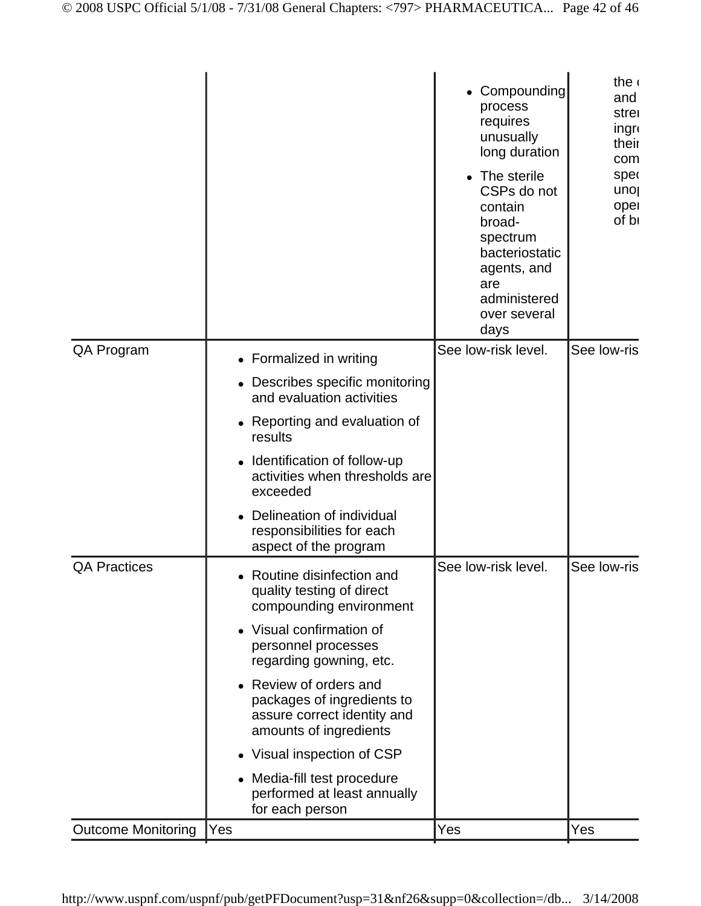| | | | |
|---|---|---|---|
| | | • Compounding process requires unusually long duration<br>• The sterile CSPs do not contain broad-spectrum bacteriostatic agents, and are administered over several days | the ( and stre ingr( their com spe( uno| oper of bu |
| QA Program | • Formalized in writing<br>• Describes specific monitoring and evaluation activities<br>• Reporting and evaluation of results<br>• Identification of follow-up activities when thresholds are exceeded<br>• Delineation of individual responsibilities for each aspect of the program | See low-risk level. | See low-ris |
| QA Practices | • Routine disinfection and quality testing of direct compounding environment<br>• Visual confirmation of personnel processes regarding gowning, etc.<br>• Review of orders and packages of ingredients to assure correct identity and amounts of ingredients<br>• Visual inspection of CSP<br>• Media-fill test procedure performed at least annually for each person | See low-risk level. | See low-ris |
| Outcome Monitoring | Yes | Yes | Yes |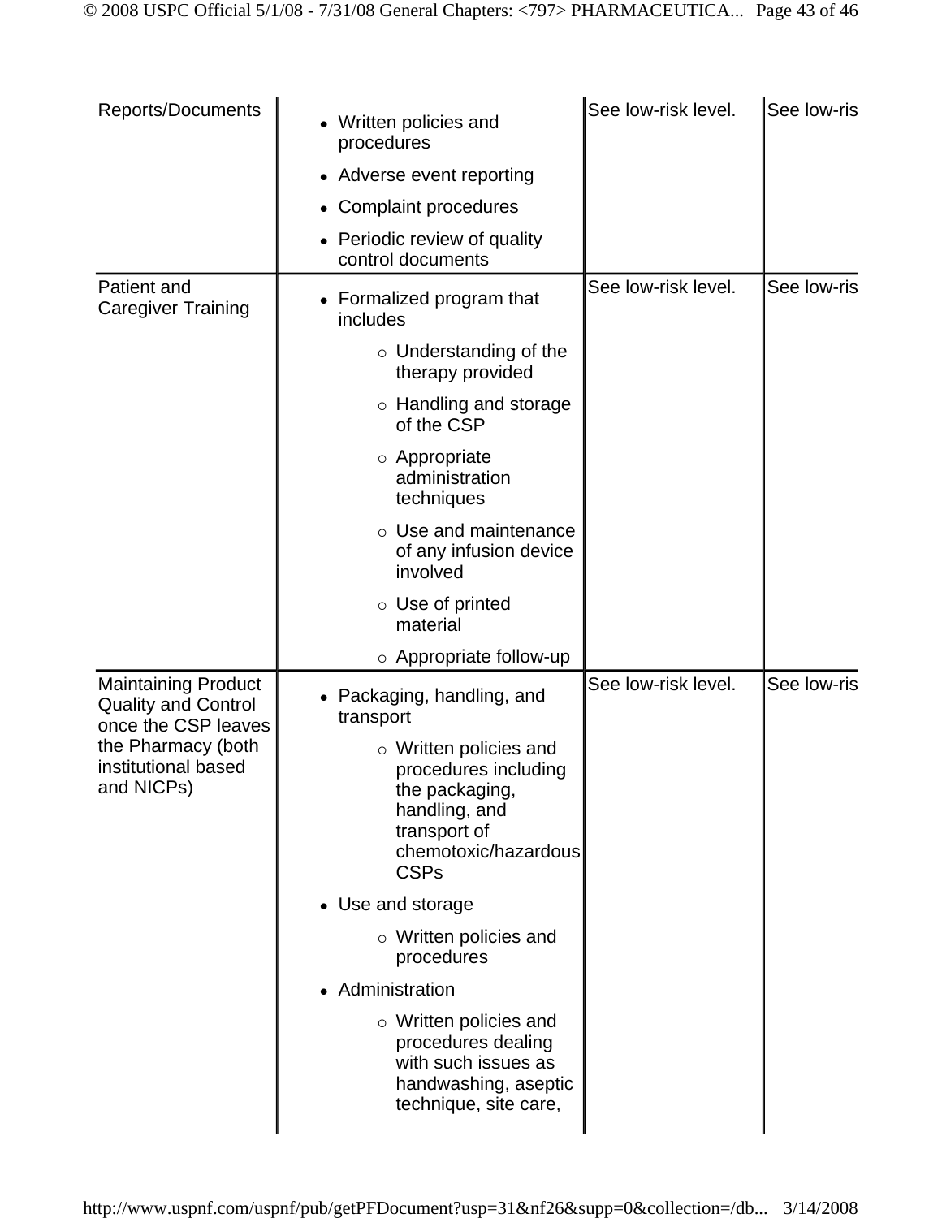| Reports/Documents | <ul><li>Written policies and procedures</li><li>Adverse event reporting</li><li>Complaint procedures</li><li>Periodic review of quality control documents</li></ul> | See low-risk level. | See low-ris |
|---|---|---|---|
| Patient and Caregiver Training | <ul><li>Formalized program that includes<ul><li>Understanding of the therapy provided</li><li>Handling and storage of the CSP</li><li>Appropriate administration techniques</li><li>Use and maintenance of any infusion device involved</li><li>Use of printed material</li><li>Appropriate follow-up</li></ul></li></ul> | See low-risk level. | See low-ris |
| Maintaining Product Quality and Control once the CSP leaves the Pharmacy (both institutional based and NICPs) | <ul><li>Packaging, handling, and transport<ul><li>Written policies and procedures including the packaging, handling, and transport of chemotoxic/hazardous CSPs</li></ul></li><li>Use and storage<ul><li>Written policies and procedures</li></ul></li><li>Administration<ul><li>Written policies and procedures dealing with such issues as handwashing, aseptic technique, site care,</li></ul></li></ul> | See low-risk level. | See low-ris |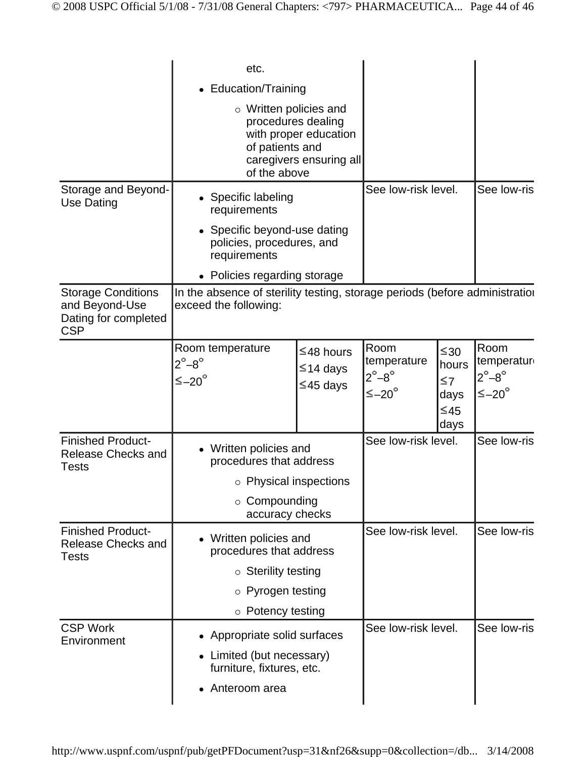| | | | | | |
|---|---|---|---|---|---|
| | etc.<br>• Education/Training<br>  ○ Written policies and procedures dealing with proper education of patients and caregivers ensuring all of the above | | | | |
| Storage and Beyond-Use Dating | • Specific labeling requirements<br>• Specific beyond-use dating policies, procedures, and requirements<br>• Policies regarding storage | | See low-risk level. | | See low-ris |
| Storage Conditions and Beyond-Use Dating for completed CSP | In the absence of sterility testing, storage periods (before administratio exceed the following: | | | | |
| | Room temperature<br>2°–8°<br>≤–20° | ≤48 hours<br>≤14 days<br>≤45 days | Room temperature<br>2°–8°<br>≤–20° | ≤30 hours<br>≤7 days<br>≤45 days | Room temperatur<br>2°–8°<br>≤–20° |
| Finished Product-Release Checks and Tests | • Written policies and procedures that address<br>  ○ Physical inspections<br>  ○ Compounding accuracy checks | | See low-risk level. | | See low-ris |
| Finished Product-Release Checks and Tests | • Written policies and procedures that address<br>  ○ Sterility testing<br>  ○ Pyrogen testing<br>  ○ Potency testing | | See low-risk level. | | See low-ris |
| CSP Work Environment | • Appropriate solid surfaces<br>• Limited (but necessary) furniture, fixtures, etc.<br>• Anteroom area | | See low-risk level. | | See low-ris |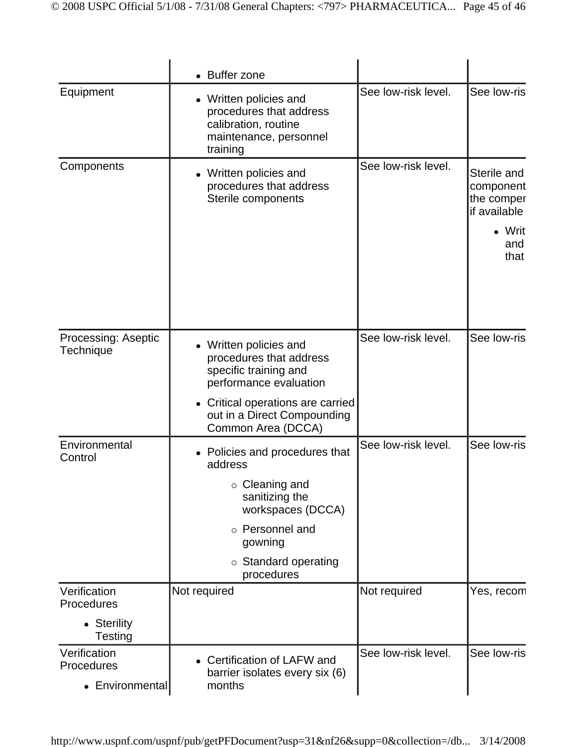| | | | |
|---|---|---|---|
| | • Buffer zone | | |
| Equipment | • Written policies and procedures that address calibration, routine maintenance, personnel training | See low-risk level. | See low-ris |
| Components | • Written policies and procedures that address Sterile components | See low-risk level. | Sterile and component the comper if available<br>• Writ and that |
| Processing: Aseptic Technique | • Written policies and procedures that address specific training and performance evaluation<br>• Critical operations are carried out in a Direct Compounding Common Area (DCCA) | See low-risk level. | See low-ris |
| Environmental Control | • Policies and procedures that address<br>○ Cleaning and sanitizing the workspaces (DCCA)<br>○ Personnel and gowning<br>○ Standard operating procedures | See low-risk level. | See low-ris |
| Verification Procedures<br>• Sterility Testing | Not required | Not required | Yes, recom |
| Verification Procedures<br>• Environmental | • Certification of LAFW and barrier isolates every six (6) months | See low-risk level. | See low-ris |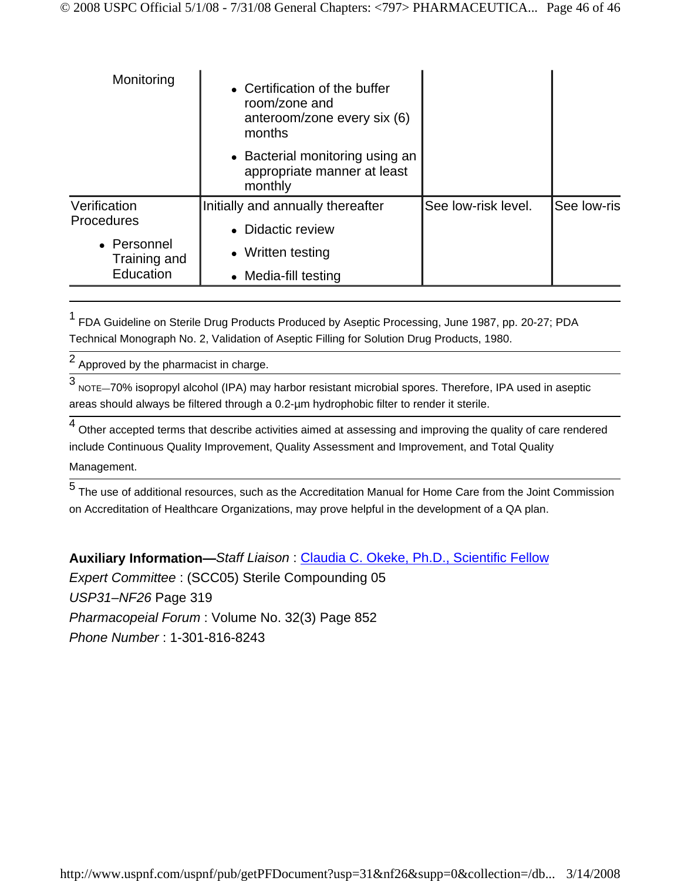| | | | |
|---|---|---|---|
| Monitoring | • Certification of the buffer room/zone and anteroom/zone every six (6) months<br>• Bacterial monitoring using an appropriate manner at least monthly | | |
| Verification Procedures<br>• Personnel Training and Education | Initially and annually thereafter<br>• Didactic review<br>• Written testing<br>• Media-fill testing | See low-risk level. | See low-ris |

---

[1] FDA Guideline on Sterile Drug Products Produced by Aseptic Processing, June 1987, pp. 20-27; PDA Technical Monograph No. 2, Validation of Aseptic Filling for Solution Drug Products, 1980.

[2] Approved by the pharmacist in charge.

[3] NOTE—70% isopropyl alcohol (IPA) may harbor resistant microbial spores. Therefore, IPA used in aseptic areas should always be filtered through a 0.2-µm hydrophobic filter to render it sterile.

[4] Other accepted terms that describe activities aimed at assessing and improving the quality of care rendered include Continuous Quality Improvement, Quality Assessment and Improvement, and Total Quality Management.

[5] The use of additional resources, such as the Accreditation Manual for Home Care from the Joint Commission on Accreditation of Healthcare Organizations, may prove helpful in the development of a QA plan.

**Auxiliary Information—***Staff Liaison* : Claudia C. Okeke, Ph.D., Scientific Fellow
*Expert Committee* : (SCC05) Sterile Compounding 05
*USP31–NF26* Page 319
*Pharmacopeial Forum* : Volume No. 32(3) Page 852
*Phone Number* : 1-301-816-8243